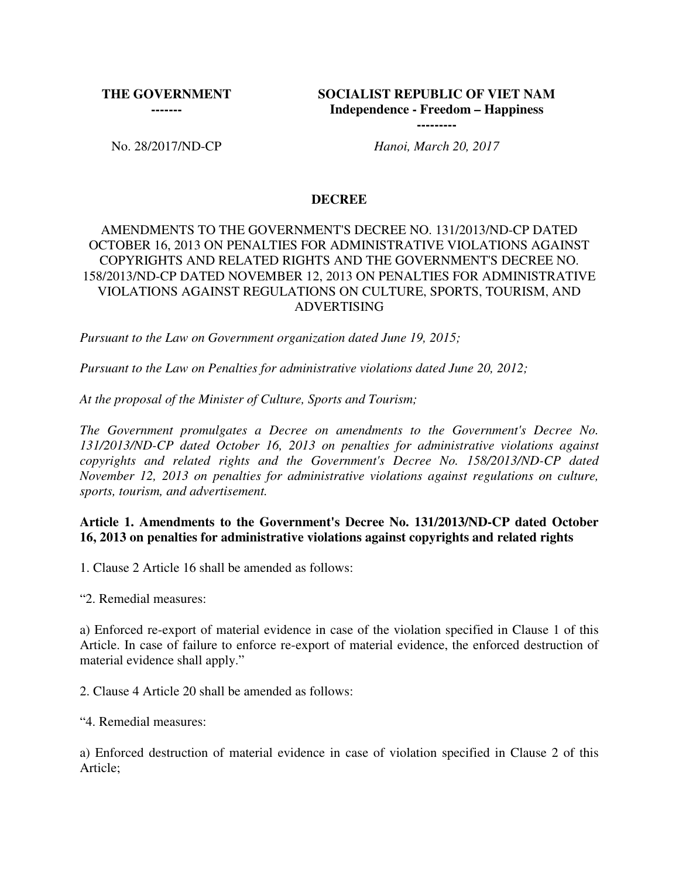**THE GOVERNMENT**
**-------**

**SOCIALIST REPUBLIC OF VIET NAM**
**Independence - Freedom – Happiness**
**---------**

No. 28/2017/ND-CP

*Hanoi, March 20, 2017*

# DECREE

AMENDMENTS TO THE GOVERNMENT'S DECREE NO. 131/2013/ND-CP DATED OCTOBER 16, 2013 ON PENALTIES FOR ADMINISTRATIVE VIOLATIONS AGAINST COPYRIGHTS AND RELATED RIGHTS AND THE GOVERNMENT'S DECREE NO. 158/2013/ND-CP DATED NOVEMBER 12, 2013 ON PENALTIES FOR ADMINISTRATIVE VIOLATIONS AGAINST REGULATIONS ON CULTURE, SPORTS, TOURISM, AND ADVERTISING

*Pursuant to the Law on Government organization dated June 19, 2015;*

*Pursuant to the Law on Penalties for administrative violations dated June 20, 2012;*

*At the proposal of the Minister of Culture, Sports and Tourism;*

*The Government promulgates a Decree on amendments to the Government's Decree No. 131/2013/ND-CP dated October 16, 2013 on penalties for administrative violations against copyrights and related rights and the Government's Decree No. 158/2013/ND-CP dated November 12, 2013 on penalties for administrative violations against regulations on culture, sports, tourism, and advertisement.*

**Article 1. Amendments to the Government's Decree No. 131/2013/ND-CP dated October 16, 2013 on penalties for administrative violations against copyrights and related rights**

1. Clause 2 Article 16 shall be amended as follows:

"2. Remedial measures:

a) Enforced re-export of material evidence in case of the violation specified in Clause 1 of this Article. In case of failure to enforce re-export of material evidence, the enforced destruction of material evidence shall apply."

2. Clause 4 Article 20 shall be amended as follows:

"4. Remedial measures:

a) Enforced destruction of material evidence in case of violation specified in Clause 2 of this Article;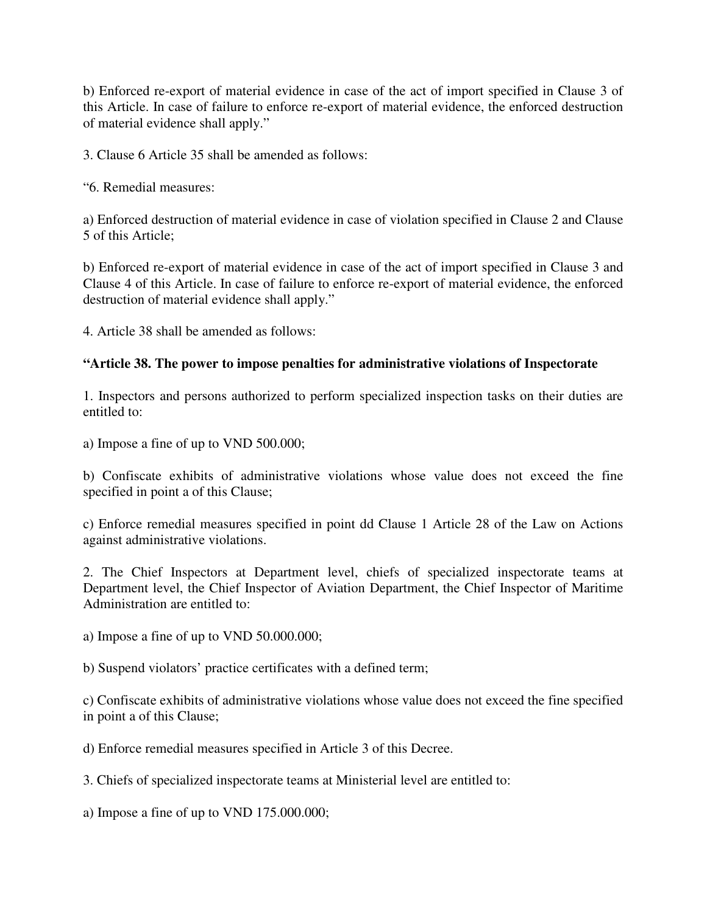b) Enforced re-export of material evidence in case of the act of import specified in Clause 3 of this Article. In case of failure to enforce re-export of material evidence, the enforced destruction of material evidence shall apply."

3. Clause 6 Article 35 shall be amended as follows:

"6. Remedial measures:

a) Enforced destruction of material evidence in case of violation specified in Clause 2 and Clause 5 of this Article;

b) Enforced re-export of material evidence in case of the act of import specified in Clause 3 and Clause 4 of this Article. In case of failure to enforce re-export of material evidence, the enforced destruction of material evidence shall apply."

4. Article 38 shall be amended as follows:

**"Article 38. The power to impose penalties for administrative violations of Inspectorate**

1. Inspectors and persons authorized to perform specialized inspection tasks on their duties are entitled to:

a) Impose a fine of up to VND 500.000;

b) Confiscate exhibits of administrative violations whose value does not exceed the fine specified in point a of this Clause;

c) Enforce remedial measures specified in point dd Clause 1 Article 28 of the Law on Actions against administrative violations.

2. The Chief Inspectors at Department level, chiefs of specialized inspectorate teams at Department level, the Chief Inspector of Aviation Department, the Chief Inspector of Maritime Administration are entitled to:

a) Impose a fine of up to VND 50.000.000;

b) Suspend violators' practice certificates with a defined term;

c) Confiscate exhibits of administrative violations whose value does not exceed the fine specified in point a of this Clause;

d) Enforce remedial measures specified in Article 3 of this Decree.

3. Chiefs of specialized inspectorate teams at Ministerial level are entitled to:

a) Impose a fine of up to VND 175.000.000;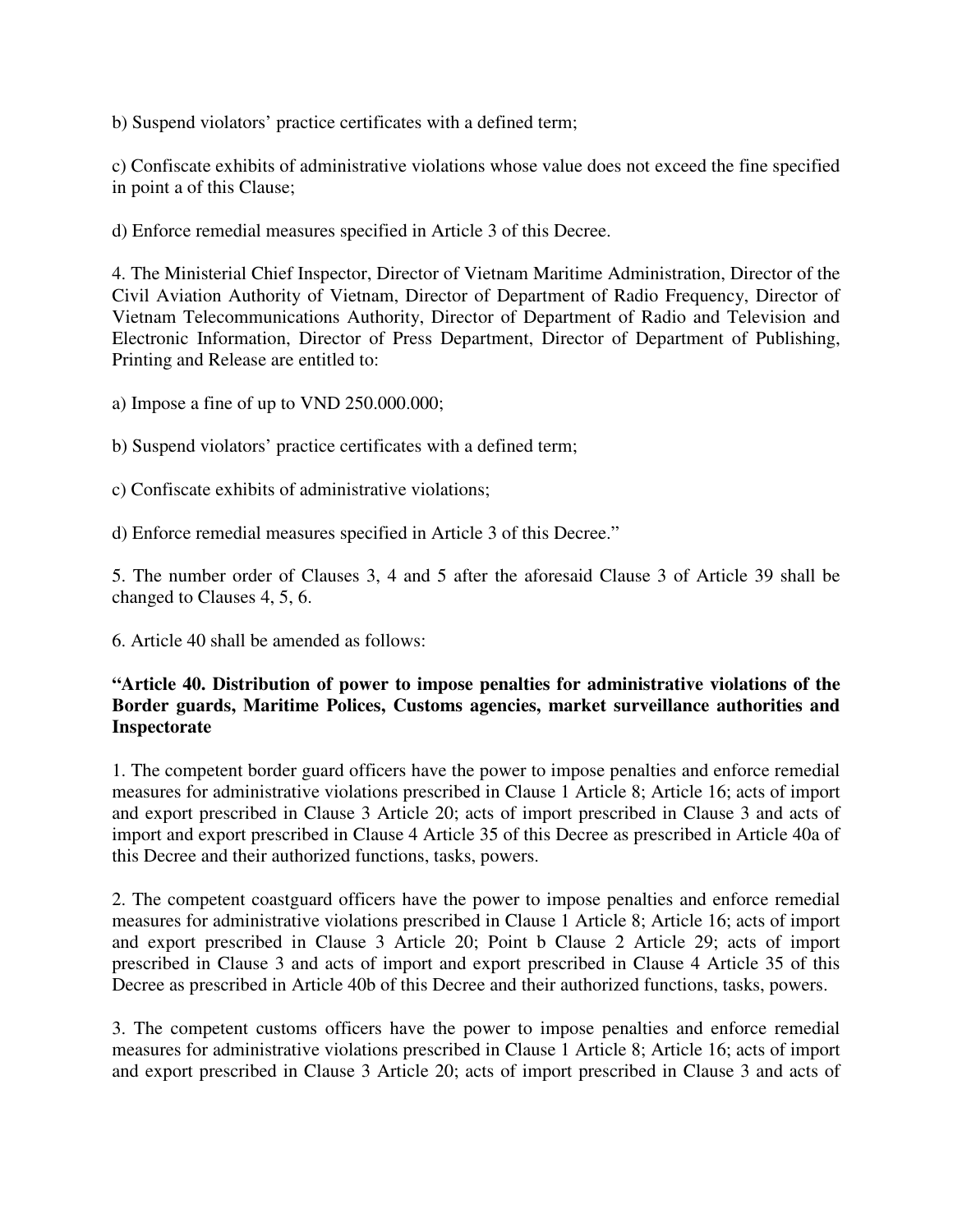b) Suspend violators' practice certificates with a defined term;

c) Confiscate exhibits of administrative violations whose value does not exceed the fine specified in point a of this Clause;

d) Enforce remedial measures specified in Article 3 of this Decree.

4. The Ministerial Chief Inspector, Director of Vietnam Maritime Administration, Director of the Civil Aviation Authority of Vietnam, Director of Department of Radio Frequency, Director of Vietnam Telecommunications Authority, Director of Department of Radio and Television and Electronic Information, Director of Press Department, Director of Department of Publishing, Printing and Release are entitled to:

a) Impose a fine of up to VND 250.000.000;

b) Suspend violators' practice certificates with a defined term;

c) Confiscate exhibits of administrative violations;

d) Enforce remedial measures specified in Article 3 of this Decree."

5. The number order of Clauses 3, 4 and 5 after the aforesaid Clause 3 of Article 39 shall be changed to Clauses 4, 5, 6.

6. Article 40 shall be amended as follows:

**"Article 40. Distribution of power to impose penalties for administrative violations of the Border guards, Maritime Polices, Customs agencies, market surveillance authorities and Inspectorate**

1. The competent border guard officers have the power to impose penalties and enforce remedial measures for administrative violations prescribed in Clause 1 Article 8; Article 16; acts of import and export prescribed in Clause 3 Article 20; acts of import prescribed in Clause 3 and acts of import and export prescribed in Clause 4 Article 35 of this Decree as prescribed in Article 40a of this Decree and their authorized functions, tasks, powers.

2. The competent coastguard officers have the power to impose penalties and enforce remedial measures for administrative violations prescribed in Clause 1 Article 8; Article 16; acts of import and export prescribed in Clause 3 Article 20; Point b Clause 2 Article 29; acts of import prescribed in Clause 3 and acts of import and export prescribed in Clause 4 Article 35 of this Decree as prescribed in Article 40b of this Decree and their authorized functions, tasks, powers.

3. The competent customs officers have the power to impose penalties and enforce remedial measures for administrative violations prescribed in Clause 1 Article 8; Article 16; acts of import and export prescribed in Clause 3 Article 20; acts of import prescribed in Clause 3 and acts of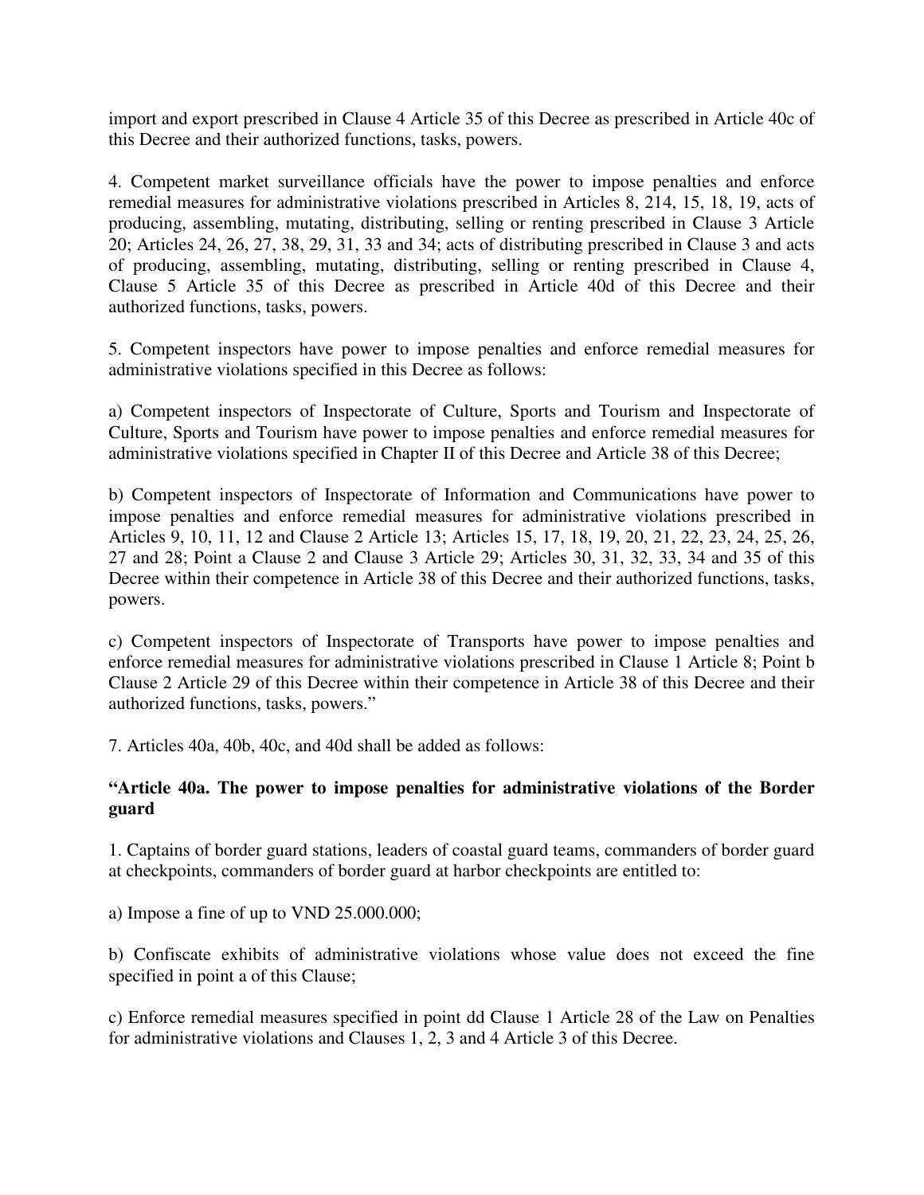import and export prescribed in Clause 4 Article 35 of this Decree as prescribed in Article 40c of this Decree and their authorized functions, tasks, powers.

4. Competent market surveillance officials have the power to impose penalties and enforce remedial measures for administrative violations prescribed in Articles 8, 214, 15, 18, 19, acts of producing, assembling, mutating, distributing, selling or renting prescribed in Clause 3 Article 20; Articles 24, 26, 27, 38, 29, 31, 33 and 34; acts of distributing prescribed in Clause 3 and acts of producing, assembling, mutating, distributing, selling or renting prescribed in Clause 4, Clause 5 Article 35 of this Decree as prescribed in Article 40d of this Decree and their authorized functions, tasks, powers.

5. Competent inspectors have power to impose penalties and enforce remedial measures for administrative violations specified in this Decree as follows:

a) Competent inspectors of Inspectorate of Culture, Sports and Tourism and Inspectorate of Culture, Sports and Tourism have power to impose penalties and enforce remedial measures for administrative violations specified in Chapter II of this Decree and Article 38 of this Decree;

b) Competent inspectors of Inspectorate of Information and Communications have power to impose penalties and enforce remedial measures for administrative violations prescribed in Articles 9, 10, 11, 12 and Clause 2 Article 13; Articles 15, 17, 18, 19, 20, 21, 22, 23, 24, 25, 26, 27 and 28; Point a Clause 2 and Clause 3 Article 29; Articles 30, 31, 32, 33, 34 and 35 of this Decree within their competence in Article 38 of this Decree and their authorized functions, tasks, powers.

c) Competent inspectors of Inspectorate of Transports have power to impose penalties and enforce remedial measures for administrative violations prescribed in Clause 1 Article 8; Point b Clause 2 Article 29 of this Decree within their competence in Article 38 of this Decree and their authorized functions, tasks, powers."

7. Articles 40a, 40b, 40c, and 40d shall be added as follows:

**"Article 40a. The power to impose penalties for administrative violations of the Border guard**

1. Captains of border guard stations, leaders of coastal guard teams, commanders of border guard at checkpoints, commanders of border guard at harbor checkpoints are entitled to:

a) Impose a fine of up to VND 25.000.000;

b) Confiscate exhibits of administrative violations whose value does not exceed the fine specified in point a of this Clause;

c) Enforce remedial measures specified in point dd Clause 1 Article 28 of the Law on Penalties for administrative violations and Clauses 1, 2, 3 and 4 Article 3 of this Decree.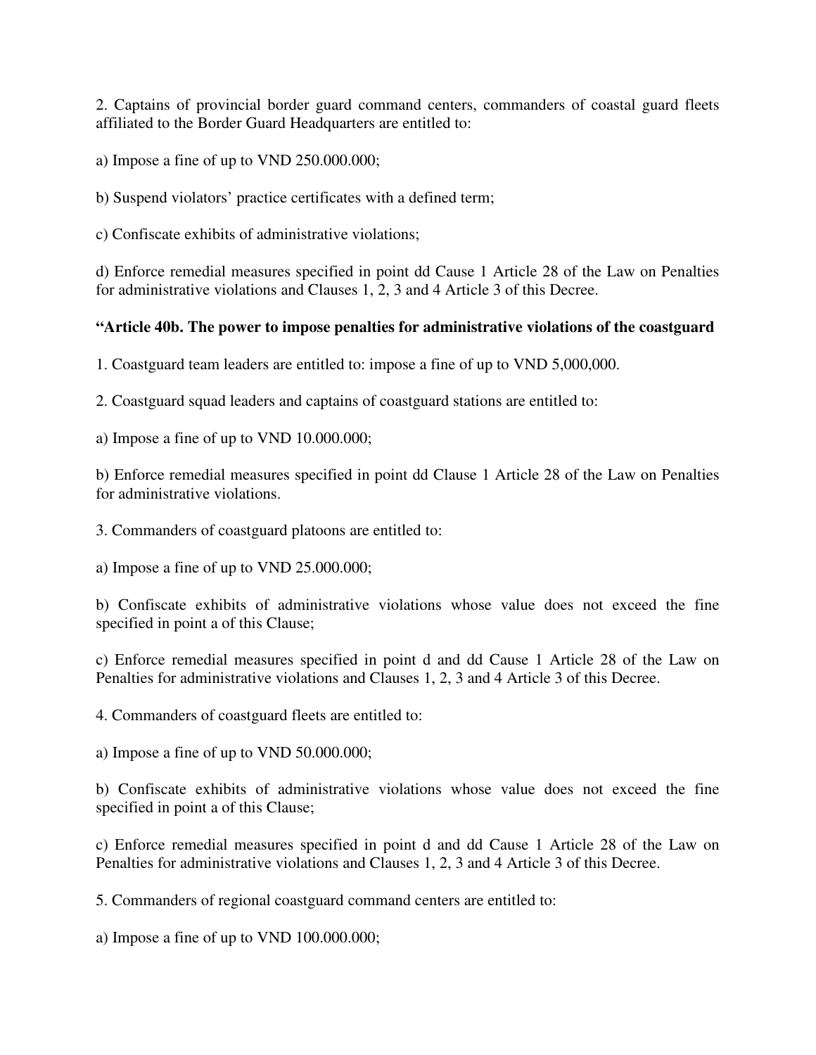2. Captains of provincial border guard command centers, commanders of coastal guard fleets affiliated to the Border Guard Headquarters are entitled to:

a) Impose a fine of up to VND 250.000.000;

b) Suspend violators' practice certificates with a defined term;

c) Confiscate exhibits of administrative violations;

d) Enforce remedial measures specified in point dd Cause 1 Article 28 of the Law on Penalties for administrative violations and Clauses 1, 2, 3 and 4 Article 3 of this Decree.

**"Article 40b. The power to impose penalties for administrative violations of the coastguard**

1. Coastguard team leaders are entitled to: impose a fine of up to VND 5,000,000.

2. Coastguard squad leaders and captains of coastguard stations are entitled to:

a) Impose a fine of up to VND 10.000.000;

b) Enforce remedial measures specified in point dd Clause 1 Article 28 of the Law on Penalties for administrative violations.

3. Commanders of coastguard platoons are entitled to:

a) Impose a fine of up to VND 25.000.000;

b) Confiscate exhibits of administrative violations whose value does not exceed the fine specified in point a of this Clause;

c) Enforce remedial measures specified in point d and dd Cause 1 Article 28 of the Law on Penalties for administrative violations and Clauses 1, 2, 3 and 4 Article 3 of this Decree.

4. Commanders of coastguard fleets are entitled to:

a) Impose a fine of up to VND 50.000.000;

b) Confiscate exhibits of administrative violations whose value does not exceed the fine specified in point a of this Clause;

c) Enforce remedial measures specified in point d and dd Cause 1 Article 28 of the Law on Penalties for administrative violations and Clauses 1, 2, 3 and 4 Article 3 of this Decree.

5. Commanders of regional coastguard command centers are entitled to:

a) Impose a fine of up to VND 100.000.000;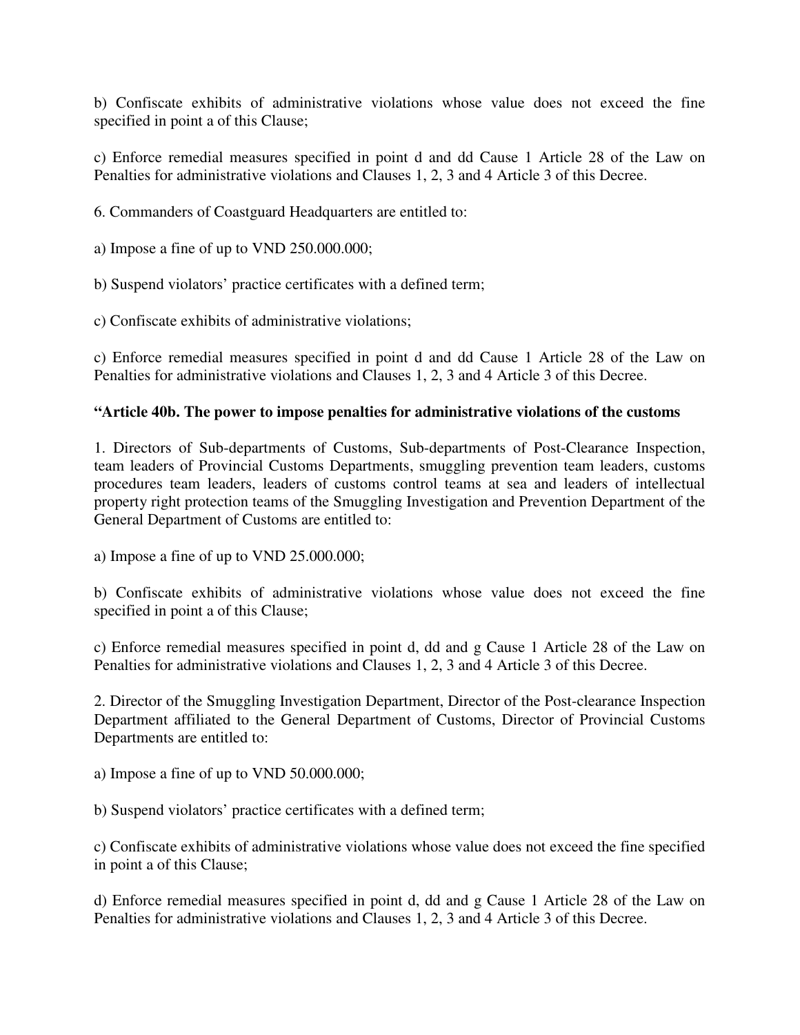b) Confiscate exhibits of administrative violations whose value does not exceed the fine specified in point a of this Clause;

c) Enforce remedial measures specified in point d and dd Cause 1 Article 28 of the Law on Penalties for administrative violations and Clauses 1, 2, 3 and 4 Article 3 of this Decree.

6. Commanders of Coastguard Headquarters are entitled to:

a) Impose a fine of up to VND 250.000.000;

b) Suspend violators' practice certificates with a defined term;

c) Confiscate exhibits of administrative violations;

c) Enforce remedial measures specified in point d and dd Cause 1 Article 28 of the Law on Penalties for administrative violations and Clauses 1, 2, 3 and 4 Article 3 of this Decree.

**"Article 40b. The power to impose penalties for administrative violations of the customs**

1. Directors of Sub-departments of Customs, Sub-departments of Post-Clearance Inspection, team leaders of Provincial Customs Departments, smuggling prevention team leaders, customs procedures team leaders, leaders of customs control teams at sea and leaders of intellectual property right protection teams of the Smuggling Investigation and Prevention Department of the General Department of Customs are entitled to:

a) Impose a fine of up to VND 25.000.000;

b) Confiscate exhibits of administrative violations whose value does not exceed the fine specified in point a of this Clause;

c) Enforce remedial measures specified in point d, dd and g Cause 1 Article 28 of the Law on Penalties for administrative violations and Clauses 1, 2, 3 and 4 Article 3 of this Decree.

2. Director of the Smuggling Investigation Department, Director of the Post-clearance Inspection Department affiliated to the General Department of Customs, Director of Provincial Customs Departments are entitled to:

a) Impose a fine of up to VND 50.000.000;

b) Suspend violators' practice certificates with a defined term;

c) Confiscate exhibits of administrative violations whose value does not exceed the fine specified in point a of this Clause;

d) Enforce remedial measures specified in point d, dd and g Cause 1 Article 28 of the Law on Penalties for administrative violations and Clauses 1, 2, 3 and 4 Article 3 of this Decree.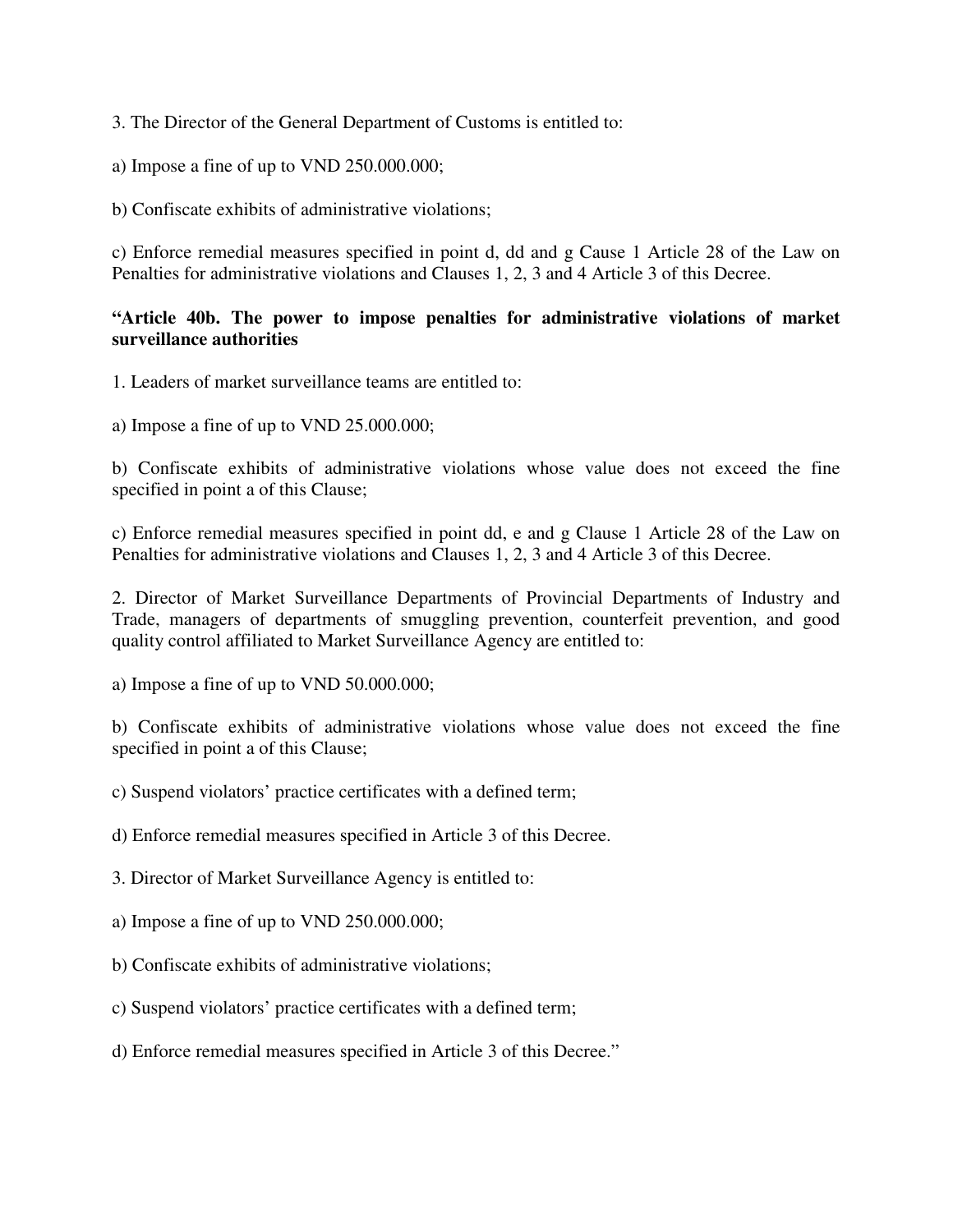3. The Director of the General Department of Customs is entitled to:

a) Impose a fine of up to VND 250.000.000;

b) Confiscate exhibits of administrative violations;

c) Enforce remedial measures specified in point d, dd and g Cause 1 Article 28 of the Law on Penalties for administrative violations and Clauses 1, 2, 3 and 4 Article 3 of this Decree.

**"Article 40b. The power to impose penalties for administrative violations of market surveillance authorities**

1. Leaders of market surveillance teams are entitled to:

a) Impose a fine of up to VND 25.000.000;

b) Confiscate exhibits of administrative violations whose value does not exceed the fine specified in point a of this Clause;

c) Enforce remedial measures specified in point dd, e and g Clause 1 Article 28 of the Law on Penalties for administrative violations and Clauses 1, 2, 3 and 4 Article 3 of this Decree.

2. Director of Market Surveillance Departments of Provincial Departments of Industry and Trade, managers of departments of smuggling prevention, counterfeit prevention, and good quality control affiliated to Market Surveillance Agency are entitled to:

a) Impose a fine of up to VND 50.000.000;

b) Confiscate exhibits of administrative violations whose value does not exceed the fine specified in point a of this Clause;

c) Suspend violators' practice certificates with a defined term;

d) Enforce remedial measures specified in Article 3 of this Decree.

3. Director of Market Surveillance Agency is entitled to:

a) Impose a fine of up to VND 250.000.000;

b) Confiscate exhibits of administrative violations;

c) Suspend violators' practice certificates with a defined term;

d) Enforce remedial measures specified in Article 3 of this Decree."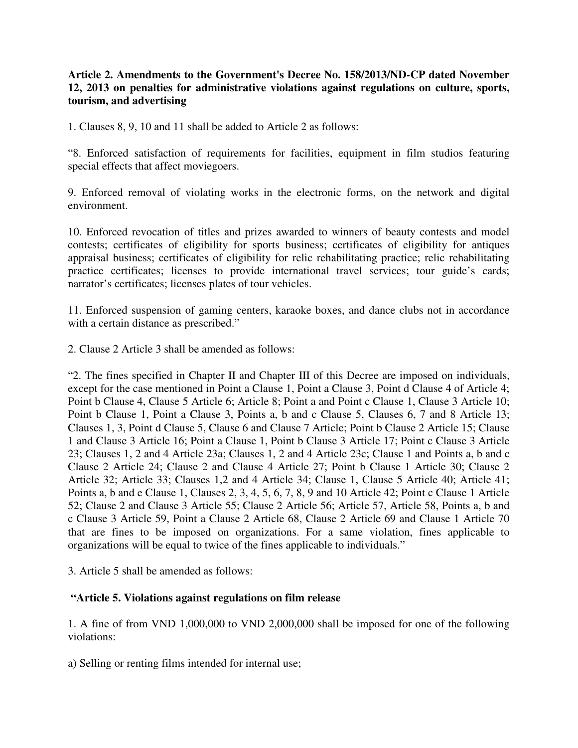**Article 2. Amendments to the Government's Decree No. 158/2013/ND-CP dated November 12, 2013 on penalties for administrative violations against regulations on culture, sports, tourism, and advertising**

1. Clauses 8, 9, 10 and 11 shall be added to Article 2 as follows:

"8. Enforced satisfaction of requirements for facilities, equipment in film studios featuring special effects that affect moviegoers.

9. Enforced removal of violating works in the electronic forms, on the network and digital environment.

10. Enforced revocation of titles and prizes awarded to winners of beauty contests and model contests; certificates of eligibility for sports business; certificates of eligibility for antiques appraisal business; certificates of eligibility for relic rehabilitating practice; relic rehabilitating practice certificates; licenses to provide international travel services; tour guide's cards; narrator's certificates; licenses plates of tour vehicles.

11. Enforced suspension of gaming centers, karaoke boxes, and dance clubs not in accordance with a certain distance as prescribed."

2. Clause 2 Article 3 shall be amended as follows:

"2. The fines specified in Chapter II and Chapter III of this Decree are imposed on individuals, except for the case mentioned in Point a Clause 1, Point a Clause 3, Point d Clause 4 of Article 4; Point b Clause 4, Clause 5 Article 6; Article 8; Point a and Point c Clause 1, Clause 3 Article 10; Point b Clause 1, Point a Clause 3, Points a, b and c Clause 5, Clauses 6, 7 and 8 Article 13; Clauses 1, 3, Point d Clause 5, Clause 6 and Clause 7 Article; Point b Clause 2 Article 15; Clause 1 and Clause 3 Article 16; Point a Clause 1, Point b Clause 3 Article 17; Point c Clause 3 Article 23; Clauses 1, 2 and 4 Article 23a; Clauses 1, 2 and 4 Article 23c; Clause 1 and Points a, b and c Clause 2 Article 24; Clause 2 and Clause 4 Article 27; Point b Clause 1 Article 30; Clause 2 Article 32; Article 33; Clauses 1,2 and 4 Article 34; Clause 1, Clause 5 Article 40; Article 41; Points a, b and e Clause 1, Clauses 2, 3, 4, 5, 6, 7, 8, 9 and 10 Article 42; Point c Clause 1 Article 52; Clause 2 and Clause 3 Article 55; Clause 2 Article 56; Article 57, Article 58, Points a, b and c Clause 3 Article 59, Point a Clause 2 Article 68, Clause 2 Article 69 and Clause 1 Article 70 that are fines to be imposed on organizations. For a same violation, fines applicable to organizations will be equal to twice of the fines applicable to individuals."

3. Article 5 shall be amended as follows:

**"Article 5. Violations against regulations on film release**

1. A fine of from VND 1,000,000 to VND 2,000,000 shall be imposed for one of the following violations:

a) Selling or renting films intended for internal use;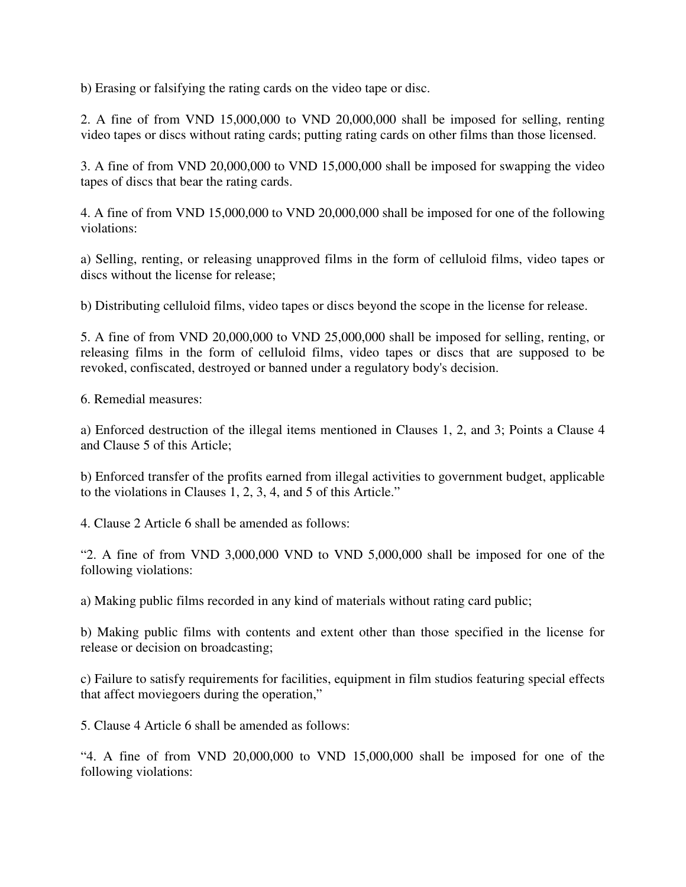b) Erasing or falsifying the rating cards on the video tape or disc.

2. A fine of from VND 15,000,000 to VND 20,000,000 shall be imposed for selling, renting video tapes or discs without rating cards; putting rating cards on other films than those licensed.

3. A fine of from VND 20,000,000 to VND 15,000,000 shall be imposed for swapping the video tapes of discs that bear the rating cards.

4. A fine of from VND 15,000,000 to VND 20,000,000 shall be imposed for one of the following violations:

a) Selling, renting, or releasing unapproved films in the form of celluloid films, video tapes or discs without the license for release;

b) Distributing celluloid films, video tapes or discs beyond the scope in the license for release.

5. A fine of from VND 20,000,000 to VND 25,000,000 shall be imposed for selling, renting, or releasing films in the form of celluloid films, video tapes or discs that are supposed to be revoked, confiscated, destroyed or banned under a regulatory body's decision.

6. Remedial measures:

a) Enforced destruction of the illegal items mentioned in Clauses 1, 2, and 3; Points a Clause 4 and Clause 5 of this Article;

b) Enforced transfer of the profits earned from illegal activities to government budget, applicable to the violations in Clauses 1, 2, 3, 4, and 5 of this Article."

4. Clause 2 Article 6 shall be amended as follows:

"2. A fine of from VND 3,000,000 VND to VND 5,000,000 shall be imposed for one of the following violations:

a) Making public films recorded in any kind of materials without rating card public;

b) Making public films with contents and extent other than those specified in the license for release or decision on broadcasting;

c) Failure to satisfy requirements for facilities, equipment in film studios featuring special effects that affect moviegoers during the operation,"

5. Clause 4 Article 6 shall be amended as follows:

"4. A fine of from VND 20,000,000 to VND 15,000,000 shall be imposed for one of the following violations: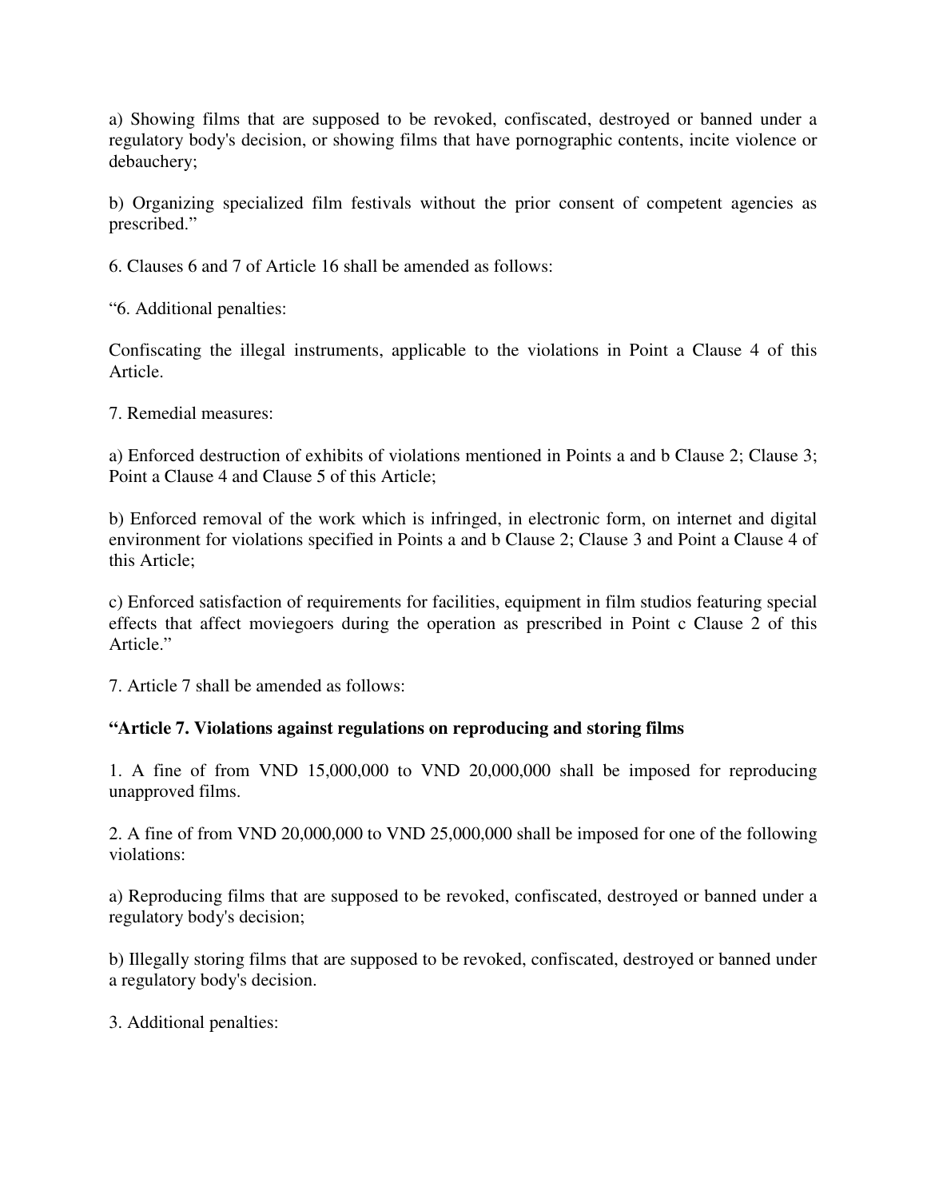a) Showing films that are supposed to be revoked, confiscated, destroyed or banned under a regulatory body's decision, or showing films that have pornographic contents, incite violence or debauchery;

b) Organizing specialized film festivals without the prior consent of competent agencies as prescribed."

6. Clauses 6 and 7 of Article 16 shall be amended as follows:

"6. Additional penalties:

Confiscating the illegal instruments, applicable to the violations in Point a Clause 4 of this Article.

7. Remedial measures:

a) Enforced destruction of exhibits of violations mentioned in Points a and b Clause 2; Clause 3; Point a Clause 4 and Clause 5 of this Article;

b) Enforced removal of the work which is infringed, in electronic form, on internet and digital environment for violations specified in Points a and b Clause 2; Clause 3 and Point a Clause 4 of this Article;

c) Enforced satisfaction of requirements for facilities, equipment in film studios featuring special effects that affect moviegoers during the operation as prescribed in Point c Clause 2 of this Article."

7. Article 7 shall be amended as follows:

**"Article 7. Violations against regulations on reproducing and storing films**

1. A fine of from VND 15,000,000 to VND 20,000,000 shall be imposed for reproducing unapproved films.

2. A fine of from VND 20,000,000 to VND 25,000,000 shall be imposed for one of the following violations:

a) Reproducing films that are supposed to be revoked, confiscated, destroyed or banned under a regulatory body's decision;

b) Illegally storing films that are supposed to be revoked, confiscated, destroyed or banned under a regulatory body's decision.

3. Additional penalties: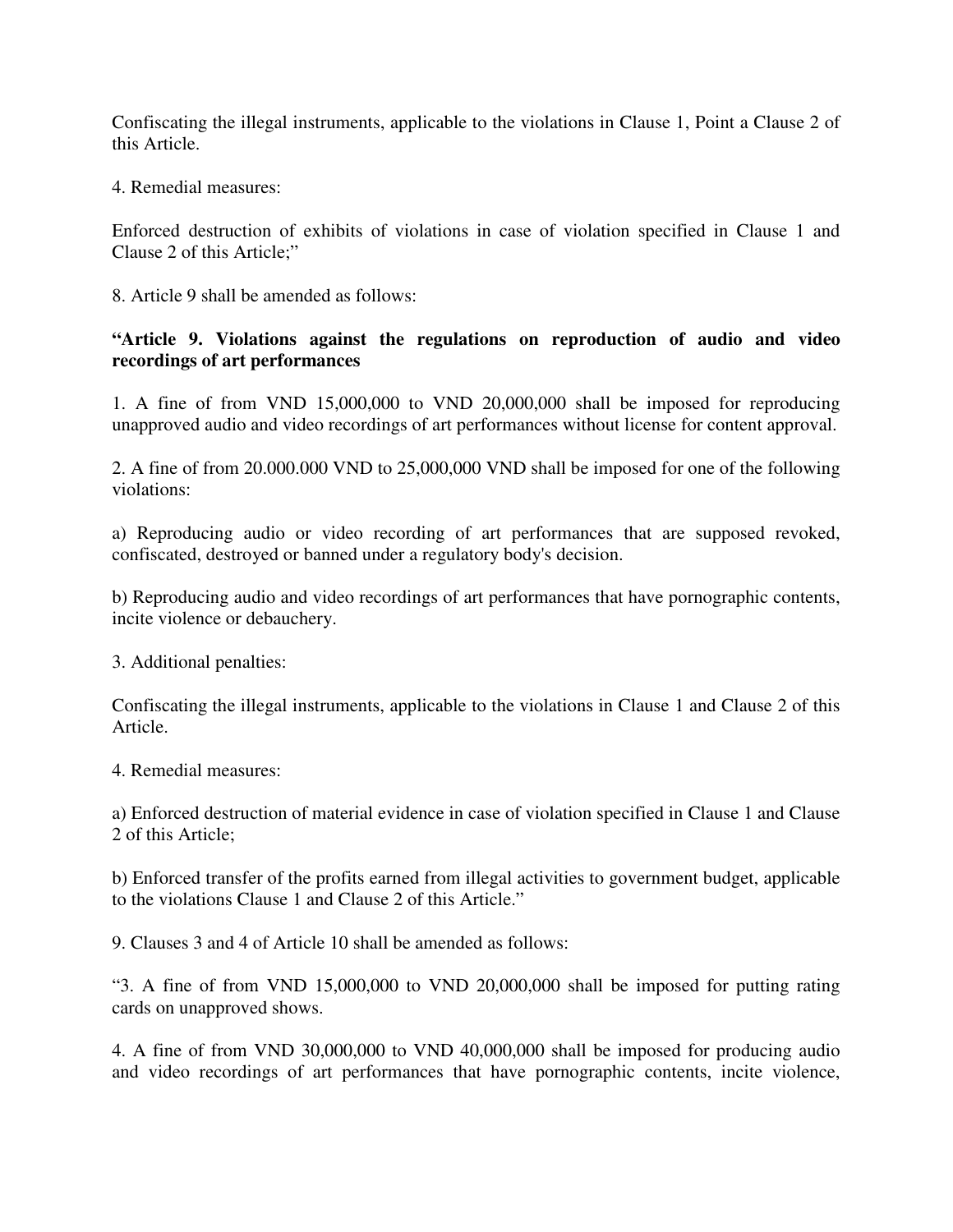Confiscating the illegal instruments, applicable to the violations in Clause 1, Point a Clause 2 of this Article.

4. Remedial measures:

Enforced destruction of exhibits of violations in case of violation specified in Clause 1 and Clause 2 of this Article;"

8. Article 9 shall be amended as follows:

**"Article 9. Violations against the regulations on reproduction of audio and video recordings of art performances**

1. A fine of from VND 15,000,000 to VND 20,000,000 shall be imposed for reproducing unapproved audio and video recordings of art performances without license for content approval.

2. A fine of from 20.000.000 VND to 25,000,000 VND shall be imposed for one of the following violations:

a) Reproducing audio or video recording of art performances that are supposed revoked, confiscated, destroyed or banned under a regulatory body's decision.

b) Reproducing audio and video recordings of art performances that have pornographic contents, incite violence or debauchery.

3. Additional penalties:

Confiscating the illegal instruments, applicable to the violations in Clause 1 and Clause 2 of this Article.

4. Remedial measures:

a) Enforced destruction of material evidence in case of violation specified in Clause 1 and Clause 2 of this Article;

b) Enforced transfer of the profits earned from illegal activities to government budget, applicable to the violations Clause 1 and Clause 2 of this Article."

9. Clauses 3 and 4 of Article 10 shall be amended as follows:

"3. A fine of from VND 15,000,000 to VND 20,000,000 shall be imposed for putting rating cards on unapproved shows.

4. A fine of from VND 30,000,000 to VND 40,000,000 shall be imposed for producing audio and video recordings of art performances that have pornographic contents, incite violence,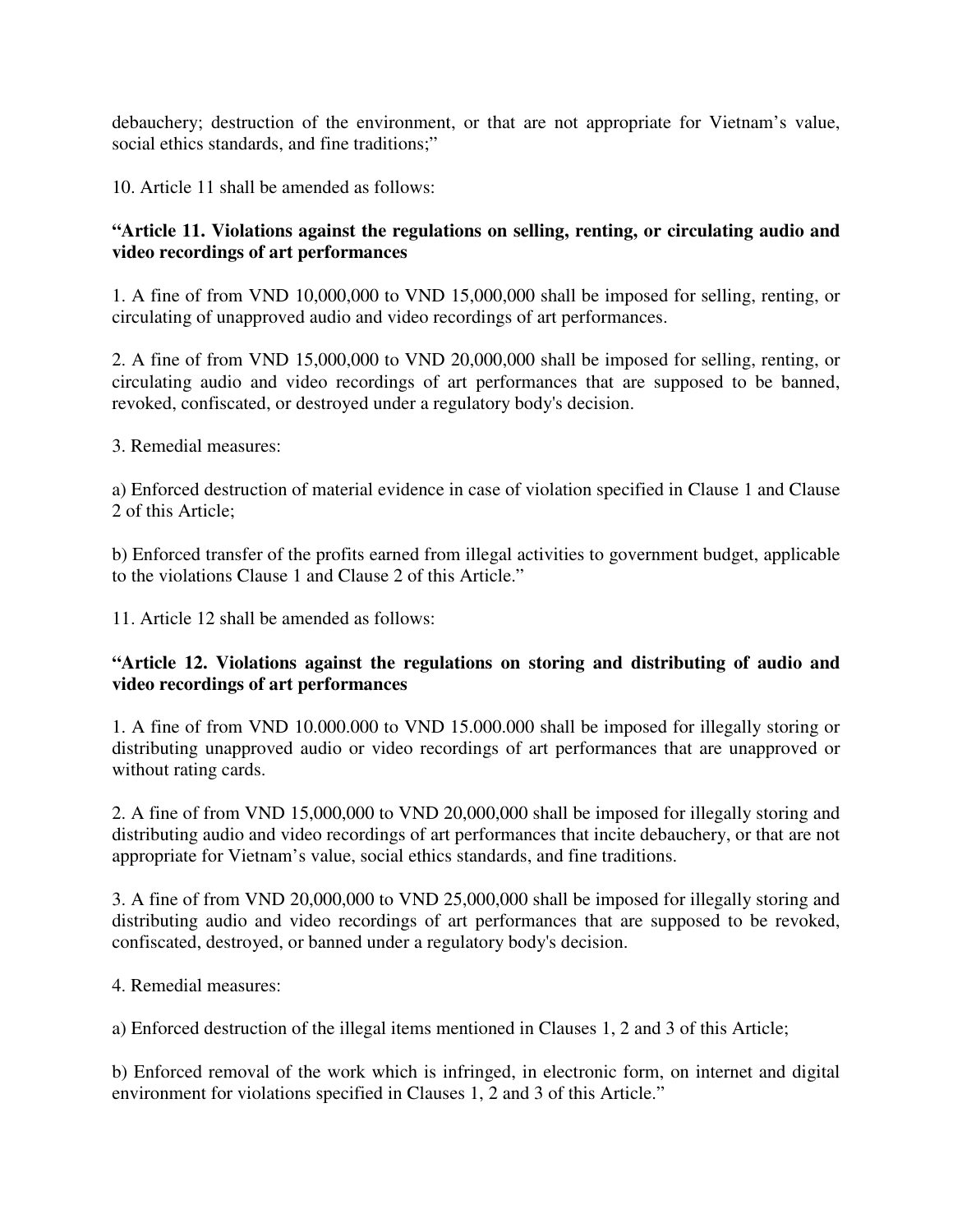debauchery; destruction of the environment, or that are not appropriate for Vietnam's value, social ethics standards, and fine traditions;"

10. Article 11 shall be amended as follows:

**"Article 11. Violations against the regulations on selling, renting, or circulating audio and video recordings of art performances**

1. A fine of from VND 10,000,000 to VND 15,000,000 shall be imposed for selling, renting, or circulating of unapproved audio and video recordings of art performances.

2. A fine of from VND 15,000,000 to VND 20,000,000 shall be imposed for selling, renting, or circulating audio and video recordings of art performances that are supposed to be banned, revoked, confiscated, or destroyed under a regulatory body's decision.

3. Remedial measures:

a) Enforced destruction of material evidence in case of violation specified in Clause 1 and Clause 2 of this Article;

b) Enforced transfer of the profits earned from illegal activities to government budget, applicable to the violations Clause 1 and Clause 2 of this Article."

11. Article 12 shall be amended as follows:

**"Article 12. Violations against the regulations on storing and distributing of audio and video recordings of art performances**

1. A fine of from VND 10.000.000 to VND 15.000.000 shall be imposed for illegally storing or distributing unapproved audio or video recordings of art performances that are unapproved or without rating cards.

2. A fine of from VND 15,000,000 to VND 20,000,000 shall be imposed for illegally storing and distributing audio and video recordings of art performances that incite debauchery, or that are not appropriate for Vietnam's value, social ethics standards, and fine traditions.

3. A fine of from VND 20,000,000 to VND 25,000,000 shall be imposed for illegally storing and distributing audio and video recordings of art performances that are supposed to be revoked, confiscated, destroyed, or banned under a regulatory body's decision.

4. Remedial measures:

a) Enforced destruction of the illegal items mentioned in Clauses 1, 2 and 3 of this Article;

b) Enforced removal of the work which is infringed, in electronic form, on internet and digital environment for violations specified in Clauses 1, 2 and 3 of this Article."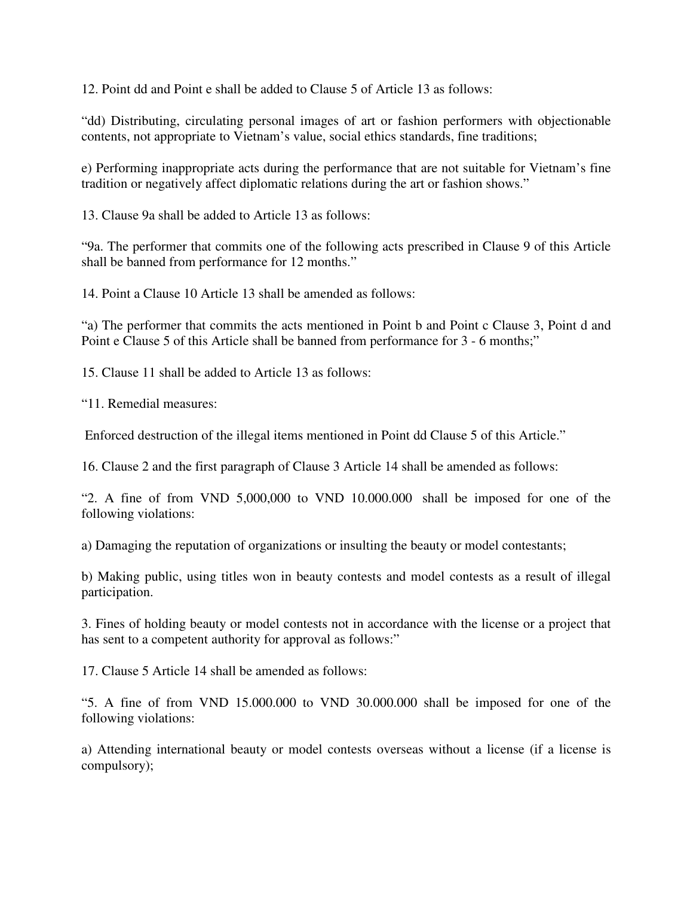12. Point dd and Point e shall be added to Clause 5 of Article 13 as follows:

"dd) Distributing, circulating personal images of art or fashion performers with objectionable contents, not appropriate to Vietnam's value, social ethics standards, fine traditions;

e) Performing inappropriate acts during the performance that are not suitable for Vietnam's fine tradition or negatively affect diplomatic relations during the art or fashion shows."

13. Clause 9a shall be added to Article 13 as follows:

"9a. The performer that commits one of the following acts prescribed in Clause 9 of this Article shall be banned from performance for 12 months."

14. Point a Clause 10 Article 13 shall be amended as follows:

"a) The performer that commits the acts mentioned in Point b and Point c Clause 3, Point d and Point e Clause 5 of this Article shall be banned from performance for 3 - 6 months;"

15. Clause 11 shall be added to Article 13 as follows:

"11. Remedial measures:

Enforced destruction of the illegal items mentioned in Point dd Clause 5 of this Article."

16. Clause 2 and the first paragraph of Clause 3 Article 14 shall be amended as follows:

"2. A fine of from VND 5,000,000 to VND 10.000.000 shall be imposed for one of the following violations:

a) Damaging the reputation of organizations or insulting the beauty or model contestants;

b) Making public, using titles won in beauty contests and model contests as a result of illegal participation.

3. Fines of holding beauty or model contests not in accordance with the license or a project that has sent to a competent authority for approval as follows:"

17. Clause 5 Article 14 shall be amended as follows:

"5. A fine of from VND 15.000.000 to VND 30.000.000 shall be imposed for one of the following violations:

a) Attending international beauty or model contests overseas without a license (if a license is compulsory);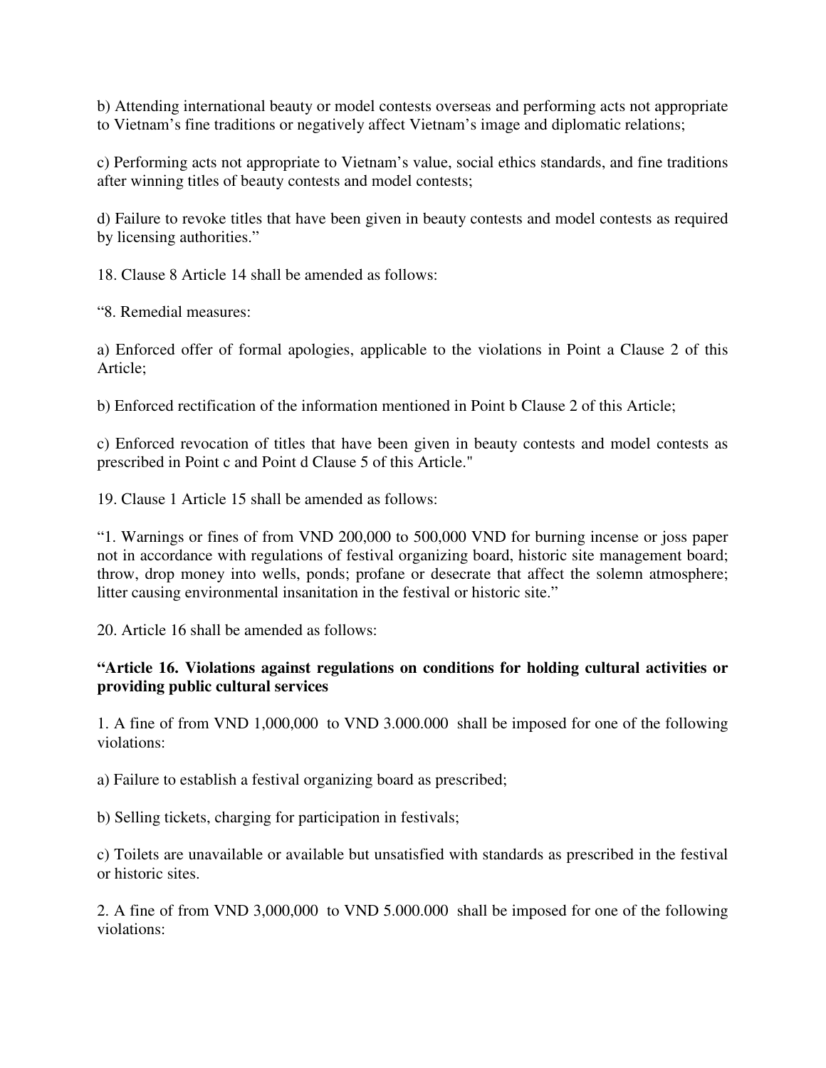b) Attending international beauty or model contests overseas and performing acts not appropriate to Vietnam's fine traditions or negatively affect Vietnam's image and diplomatic relations;

c) Performing acts not appropriate to Vietnam's value, social ethics standards, and fine traditions after winning titles of beauty contests and model contests;

d) Failure to revoke titles that have been given in beauty contests and model contests as required by licensing authorities."

18. Clause 8 Article 14 shall be amended as follows:

"8. Remedial measures:

a) Enforced offer of formal apologies, applicable to the violations in Point a Clause 2 of this Article;

b) Enforced rectification of the information mentioned in Point b Clause 2 of this Article;

c) Enforced revocation of titles that have been given in beauty contests and model contests as prescribed in Point c and Point d Clause 5 of this Article."

19. Clause 1 Article 15 shall be amended as follows:

"1. Warnings or fines of from VND 200,000 to 500,000 VND for burning incense or joss paper not in accordance with regulations of festival organizing board, historic site management board; throw, drop money into wells, ponds; profane or desecrate that affect the solemn atmosphere; litter causing environmental insanitation in the festival or historic site."

20. Article 16 shall be amended as follows:

**"Article 16. Violations against regulations on conditions for holding cultural activities or providing public cultural services**

1. A fine of from VND 1,000,000 to VND 3.000.000 shall be imposed for one of the following violations:

a) Failure to establish a festival organizing board as prescribed;

b) Selling tickets, charging for participation in festivals;

c) Toilets are unavailable or available but unsatisfied with standards as prescribed in the festival or historic sites.

2. A fine of from VND 3,000,000 to VND 5.000.000 shall be imposed for one of the following violations: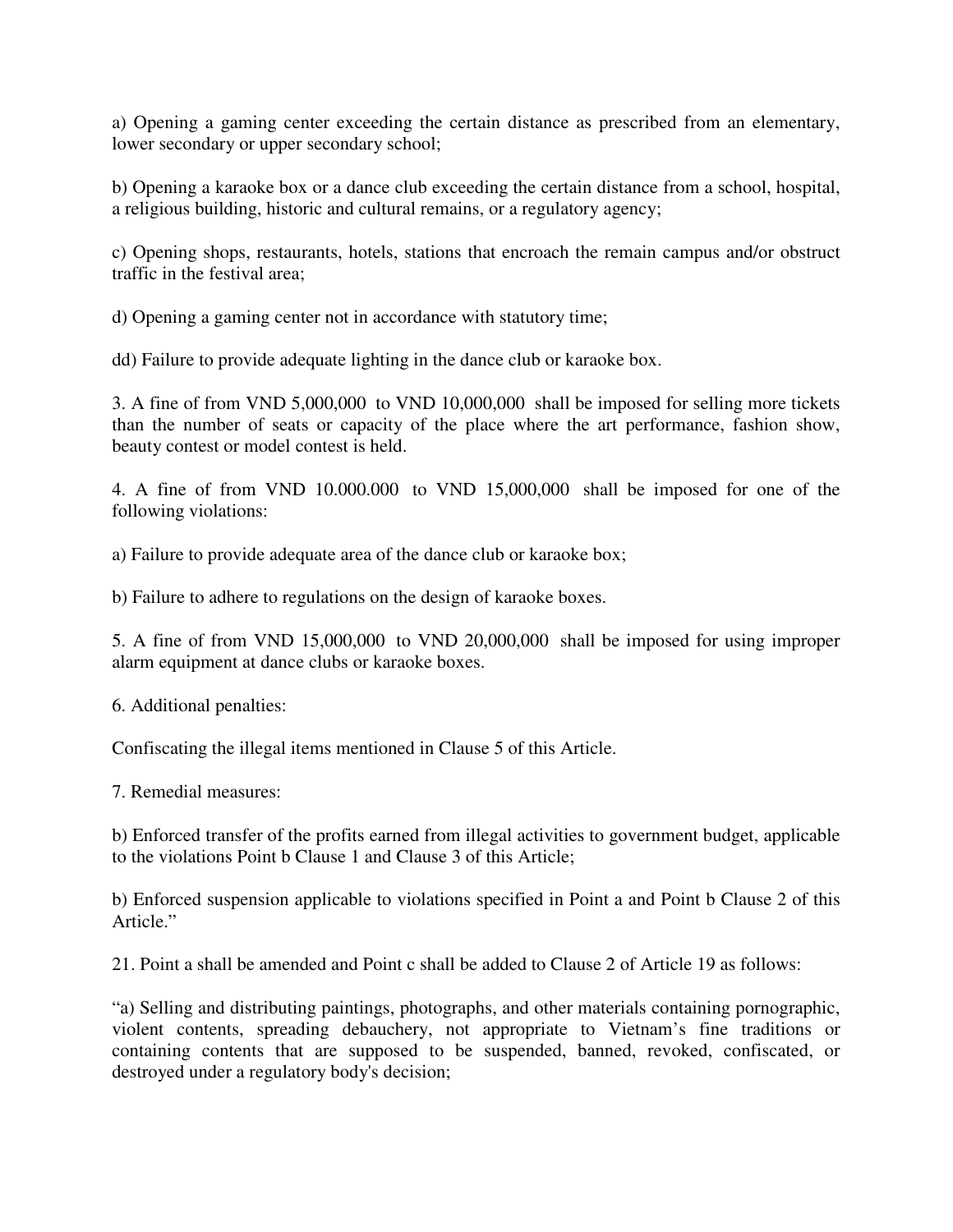a) Opening a gaming center exceeding the certain distance as prescribed from an elementary, lower secondary or upper secondary school;

b) Opening a karaoke box or a dance club exceeding the certain distance from a school, hospital, a religious building, historic and cultural remains, or a regulatory agency;

c) Opening shops, restaurants, hotels, stations that encroach the remain campus and/or obstruct traffic in the festival area;

d) Opening a gaming center not in accordance with statutory time;

dd) Failure to provide adequate lighting in the dance club or karaoke box.

3. A fine of from VND 5,000,000 to VND 10,000,000 shall be imposed for selling more tickets than the number of seats or capacity of the place where the art performance, fashion show, beauty contest or model contest is held.

4. A fine of from VND 10.000.000 to VND 15,000,000 shall be imposed for one of the following violations:

a) Failure to provide adequate area of the dance club or karaoke box;

b) Failure to adhere to regulations on the design of karaoke boxes.

5. A fine of from VND 15,000,000 to VND 20,000,000 shall be imposed for using improper alarm equipment at dance clubs or karaoke boxes.

6. Additional penalties:

Confiscating the illegal items mentioned in Clause 5 of this Article.

7. Remedial measures:

b) Enforced transfer of the profits earned from illegal activities to government budget, applicable to the violations Point b Clause 1 and Clause 3 of this Article;

b) Enforced suspension applicable to violations specified in Point a and Point b Clause 2 of this Article."

21. Point a shall be amended and Point c shall be added to Clause 2 of Article 19 as follows:

"a) Selling and distributing paintings, photographs, and other materials containing pornographic, violent contents, spreading debauchery, not appropriate to Vietnam's fine traditions or containing contents that are supposed to be suspended, banned, revoked, confiscated, or destroyed under a regulatory body's decision;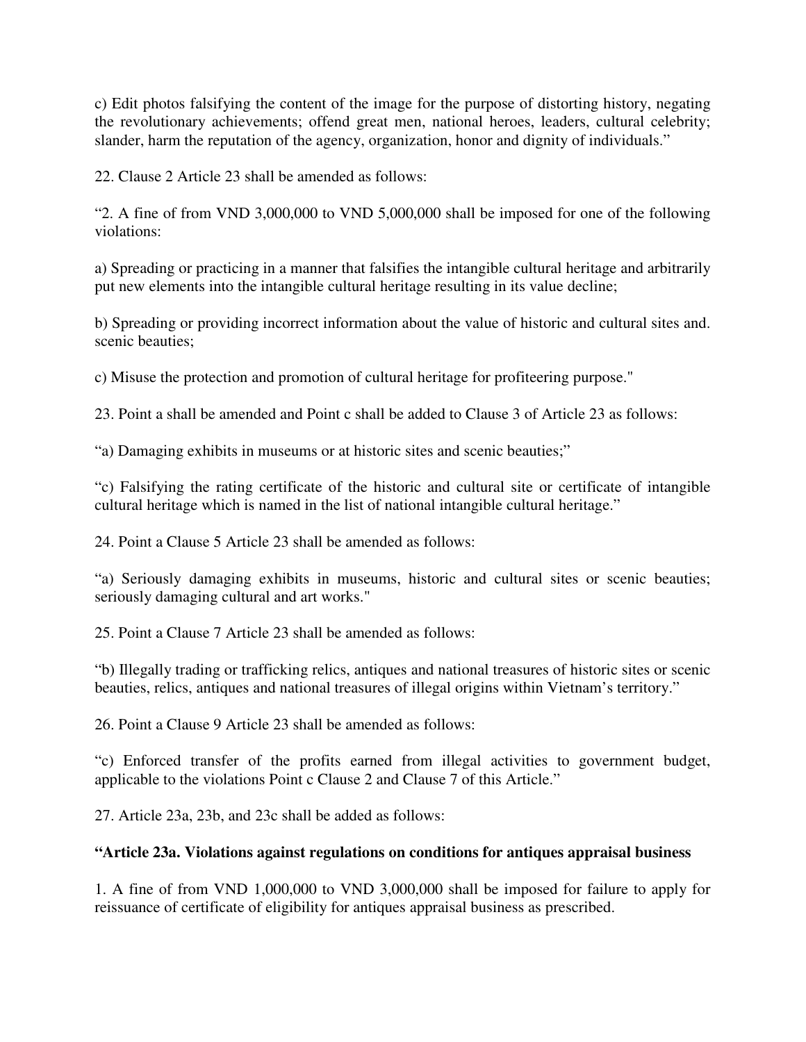c) Edit photos falsifying the content of the image for the purpose of distorting history, negating the revolutionary achievements; offend great men, national heroes, leaders, cultural celebrity; slander, harm the reputation of the agency, organization, honor and dignity of individuals."

22. Clause 2 Article 23 shall be amended as follows:

"2. A fine of from VND 3,000,000 to VND 5,000,000 shall be imposed for one of the following violations:

a) Spreading or practicing in a manner that falsifies the intangible cultural heritage and arbitrarily put new elements into the intangible cultural heritage resulting in its value decline;

b) Spreading or providing incorrect information about the value of historic and cultural sites and. scenic beauties;

c) Misuse the protection and promotion of cultural heritage for profiteering purpose."

23. Point a shall be amended and Point c shall be added to Clause 3 of Article 23 as follows:

"a) Damaging exhibits in museums or at historic sites and scenic beauties;"

"c) Falsifying the rating certificate of the historic and cultural site or certificate of intangible cultural heritage which is named in the list of national intangible cultural heritage."

24. Point a Clause 5 Article 23 shall be amended as follows:

"a) Seriously damaging exhibits in museums, historic and cultural sites or scenic beauties; seriously damaging cultural and art works."

25. Point a Clause 7 Article 23 shall be amended as follows:

"b) Illegally trading or trafficking relics, antiques and national treasures of historic sites or scenic beauties, relics, antiques and national treasures of illegal origins within Vietnam's territory."

26. Point a Clause 9 Article 23 shall be amended as follows:

"c) Enforced transfer of the profits earned from illegal activities to government budget, applicable to the violations Point c Clause 2 and Clause 7 of this Article."

27. Article 23a, 23b, and 23c shall be added as follows:

**"Article 23a. Violations against regulations on conditions for antiques appraisal business**

1. A fine of from VND 1,000,000 to VND 3,000,000 shall be imposed for failure to apply for reissuance of certificate of eligibility for antiques appraisal business as prescribed.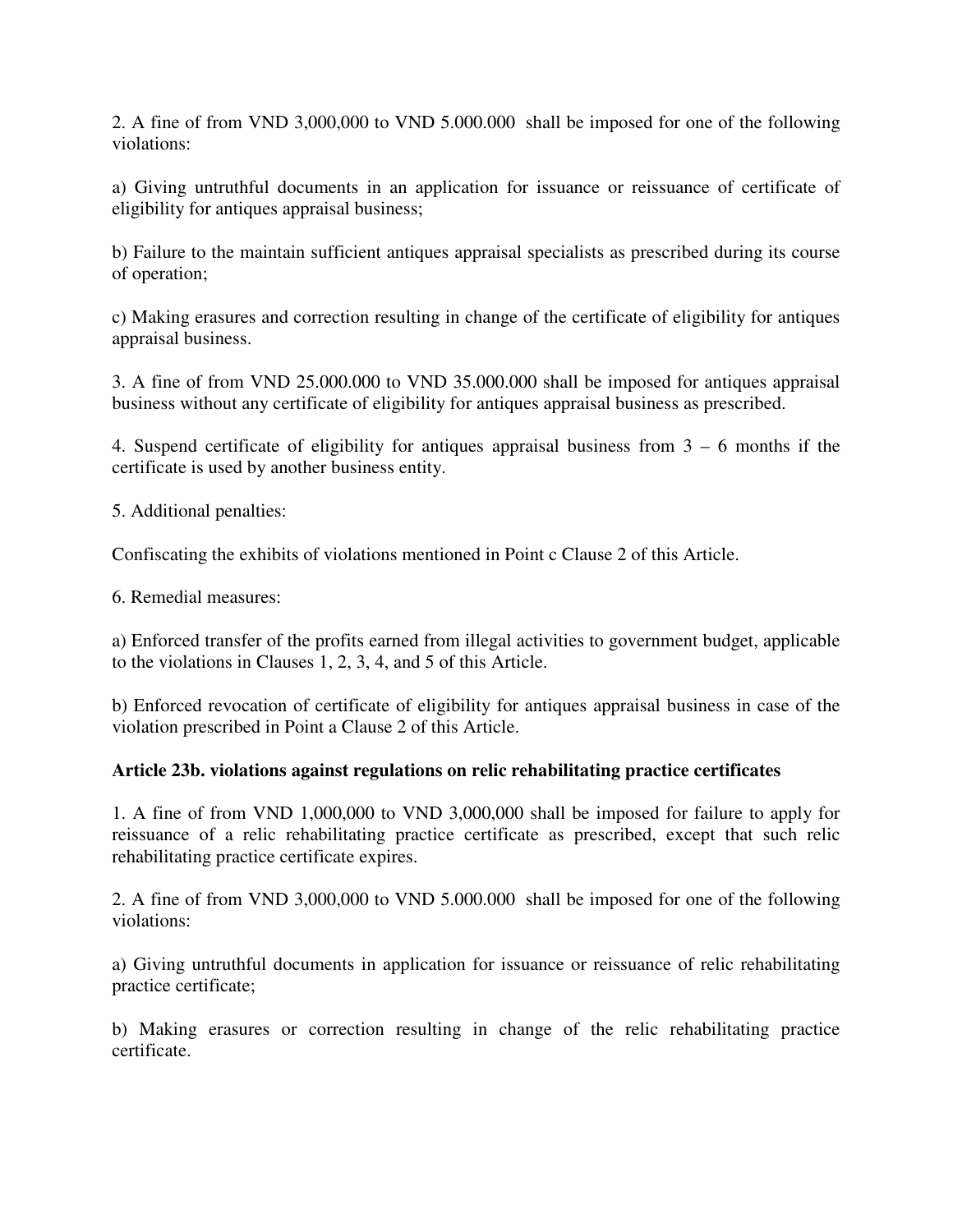2. A fine of from VND 3,000,000 to VND 5.000.000 shall be imposed for one of the following violations:

a) Giving untruthful documents in an application for issuance or reissuance of certificate of eligibility for antiques appraisal business;

b) Failure to the maintain sufficient antiques appraisal specialists as prescribed during its course of operation;

c) Making erasures and correction resulting in change of the certificate of eligibility for antiques appraisal business.

3. A fine of from VND 25.000.000 to VND 35.000.000 shall be imposed for antiques appraisal business without any certificate of eligibility for antiques appraisal business as prescribed.

4. Suspend certificate of eligibility for antiques appraisal business from 3 – 6 months if the certificate is used by another business entity.

5. Additional penalties:

Confiscating the exhibits of violations mentioned in Point c Clause 2 of this Article.

6. Remedial measures:

a) Enforced transfer of the profits earned from illegal activities to government budget, applicable to the violations in Clauses 1, 2, 3, 4, and 5 of this Article.

b) Enforced revocation of certificate of eligibility for antiques appraisal business in case of the violation prescribed in Point a Clause 2 of this Article.

**Article 23b. violations against regulations on relic rehabilitating practice certificates**

1. A fine of from VND 1,000,000 to VND 3,000,000 shall be imposed for failure to apply for reissuance of a relic rehabilitating practice certificate as prescribed, except that such relic rehabilitating practice certificate expires.

2. A fine of from VND 3,000,000 to VND 5.000.000 shall be imposed for one of the following violations:

a) Giving untruthful documents in application for issuance or reissuance of relic rehabilitating practice certificate;

b) Making erasures or correction resulting in change of the relic rehabilitating practice certificate.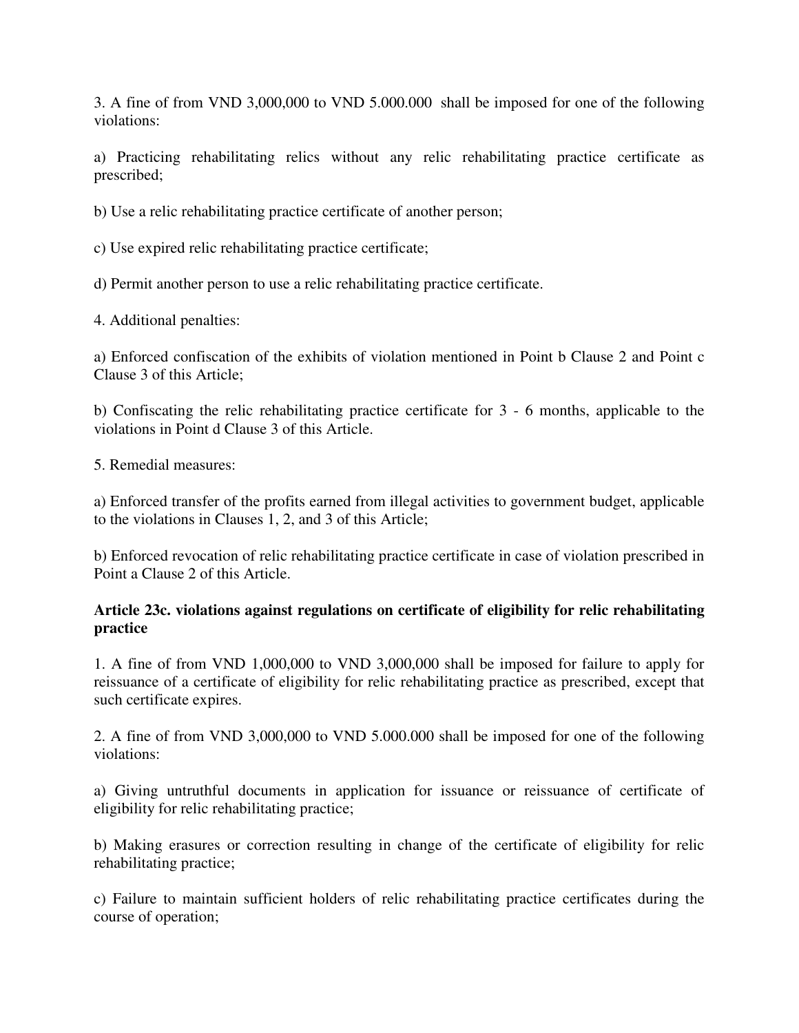3. A fine of from VND 3,000,000 to VND 5.000.000 shall be imposed for one of the following violations:

a) Practicing rehabilitating relics without any relic rehabilitating practice certificate as prescribed;

b) Use a relic rehabilitating practice certificate of another person;

c) Use expired relic rehabilitating practice certificate;

d) Permit another person to use a relic rehabilitating practice certificate.

4. Additional penalties:

a) Enforced confiscation of the exhibits of violation mentioned in Point b Clause 2 and Point c Clause 3 of this Article;

b) Confiscating the relic rehabilitating practice certificate for 3 - 6 months, applicable to the violations in Point d Clause 3 of this Article.

5. Remedial measures:

a) Enforced transfer of the profits earned from illegal activities to government budget, applicable to the violations in Clauses 1, 2, and 3 of this Article;

b) Enforced revocation of relic rehabilitating practice certificate in case of violation prescribed in Point a Clause 2 of this Article.

**Article 23c. violations against regulations on certificate of eligibility for relic rehabilitating practice**

1. A fine of from VND 1,000,000 to VND 3,000,000 shall be imposed for failure to apply for reissuance of a certificate of eligibility for relic rehabilitating practice as prescribed, except that such certificate expires.

2. A fine of from VND 3,000,000 to VND 5.000.000 shall be imposed for one of the following violations:

a) Giving untruthful documents in application for issuance or reissuance of certificate of eligibility for relic rehabilitating practice;

b) Making erasures or correction resulting in change of the certificate of eligibility for relic rehabilitating practice;

c) Failure to maintain sufficient holders of relic rehabilitating practice certificates during the course of operation;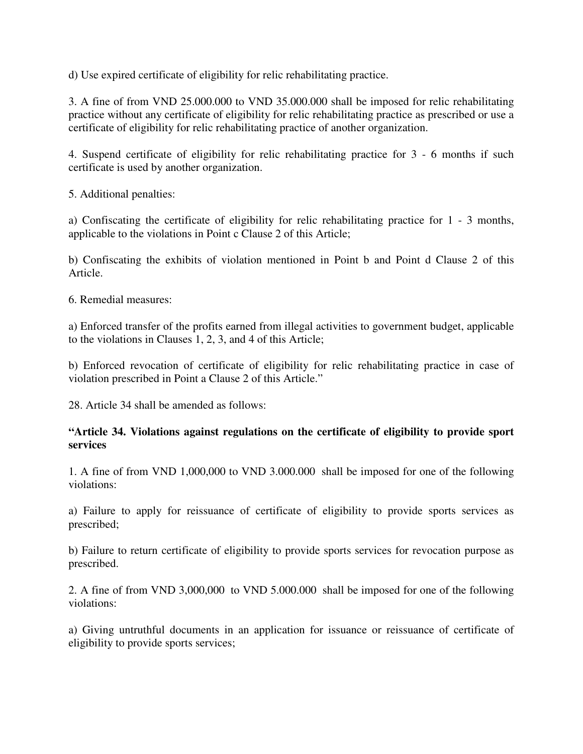d) Use expired certificate of eligibility for relic rehabilitating practice.

3. A fine of from VND 25.000.000 to VND 35.000.000 shall be imposed for relic rehabilitating practice without any certificate of eligibility for relic rehabilitating practice as prescribed or use a certificate of eligibility for relic rehabilitating practice of another organization.

4. Suspend certificate of eligibility for relic rehabilitating practice for 3 - 6 months if such certificate is used by another organization.

5. Additional penalties:

a) Confiscating the certificate of eligibility for relic rehabilitating practice for 1 - 3 months, applicable to the violations in Point c Clause 2 of this Article;

b) Confiscating the exhibits of violation mentioned in Point b and Point d Clause 2 of this Article.

6. Remedial measures:

a) Enforced transfer of the profits earned from illegal activities to government budget, applicable to the violations in Clauses 1, 2, 3, and 4 of this Article;

b) Enforced revocation of certificate of eligibility for relic rehabilitating practice in case of violation prescribed in Point a Clause 2 of this Article."

28. Article 34 shall be amended as follows:

**"Article 34. Violations against regulations on the certificate of eligibility to provide sport services**

1. A fine of from VND 1,000,000 to VND 3.000.000 shall be imposed for one of the following violations:

a) Failure to apply for reissuance of certificate of eligibility to provide sports services as prescribed;

b) Failure to return certificate of eligibility to provide sports services for revocation purpose as prescribed.

2. A fine of from VND 3,000,000 to VND 5.000.000 shall be imposed for one of the following violations:

a) Giving untruthful documents in an application for issuance or reissuance of certificate of eligibility to provide sports services;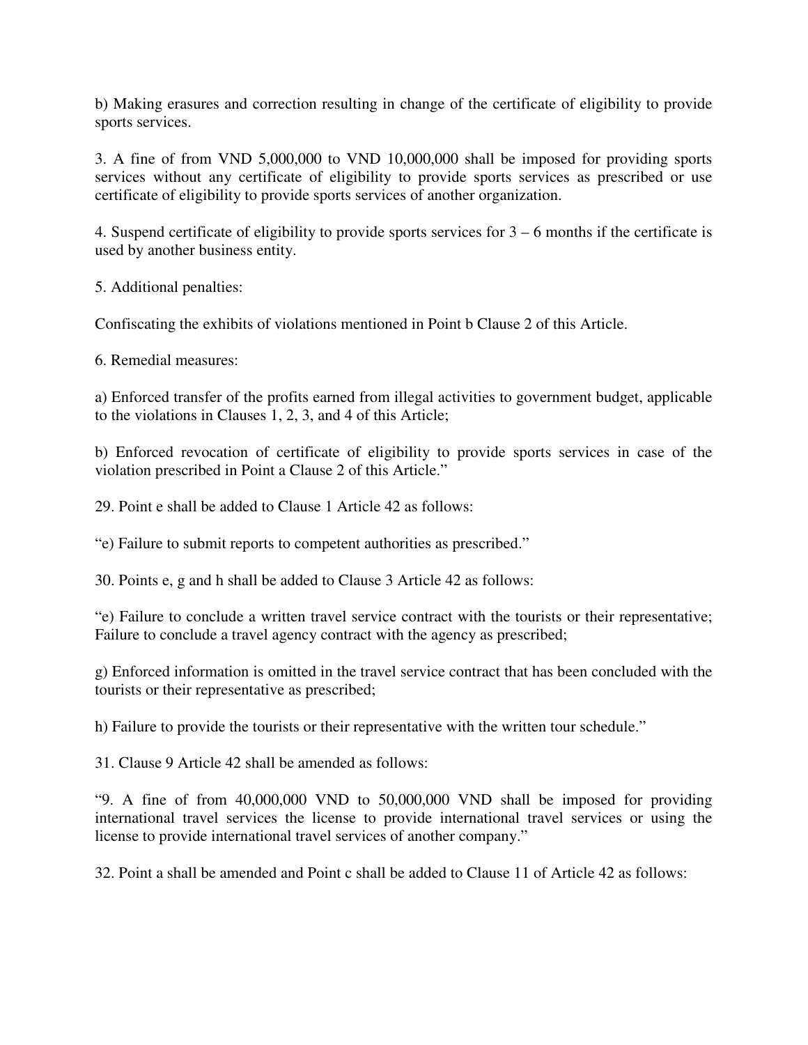b) Making erasures and correction resulting in change of the certificate of eligibility to provide sports services.

3. A fine of from VND 5,000,000 to VND 10,000,000 shall be imposed for providing sports services without any certificate of eligibility to provide sports services as prescribed or use certificate of eligibility to provide sports services of another organization.

4. Suspend certificate of eligibility to provide sports services for 3 – 6 months if the certificate is used by another business entity.

5. Additional penalties:

Confiscating the exhibits of violations mentioned in Point b Clause 2 of this Article.

6. Remedial measures:

a) Enforced transfer of the profits earned from illegal activities to government budget, applicable to the violations in Clauses 1, 2, 3, and 4 of this Article;

b) Enforced revocation of certificate of eligibility to provide sports services in case of the violation prescribed in Point a Clause 2 of this Article."

29. Point e shall be added to Clause 1 Article 42 as follows:

"e) Failure to submit reports to competent authorities as prescribed."

30. Points e, g and h shall be added to Clause 3 Article 42 as follows:

"e) Failure to conclude a written travel service contract with the tourists or their representative; Failure to conclude a travel agency contract with the agency as prescribed;

g) Enforced information is omitted in the travel service contract that has been concluded with the tourists or their representative as prescribed;

h) Failure to provide the tourists or their representative with the written tour schedule."

31. Clause 9 Article 42 shall be amended as follows:

"9. A fine of from 40,000,000 VND to 50,000,000 VND shall be imposed for providing international travel services the license to provide international travel services or using the license to provide international travel services of another company."

32. Point a shall be amended and Point c shall be added to Clause 11 of Article 42 as follows: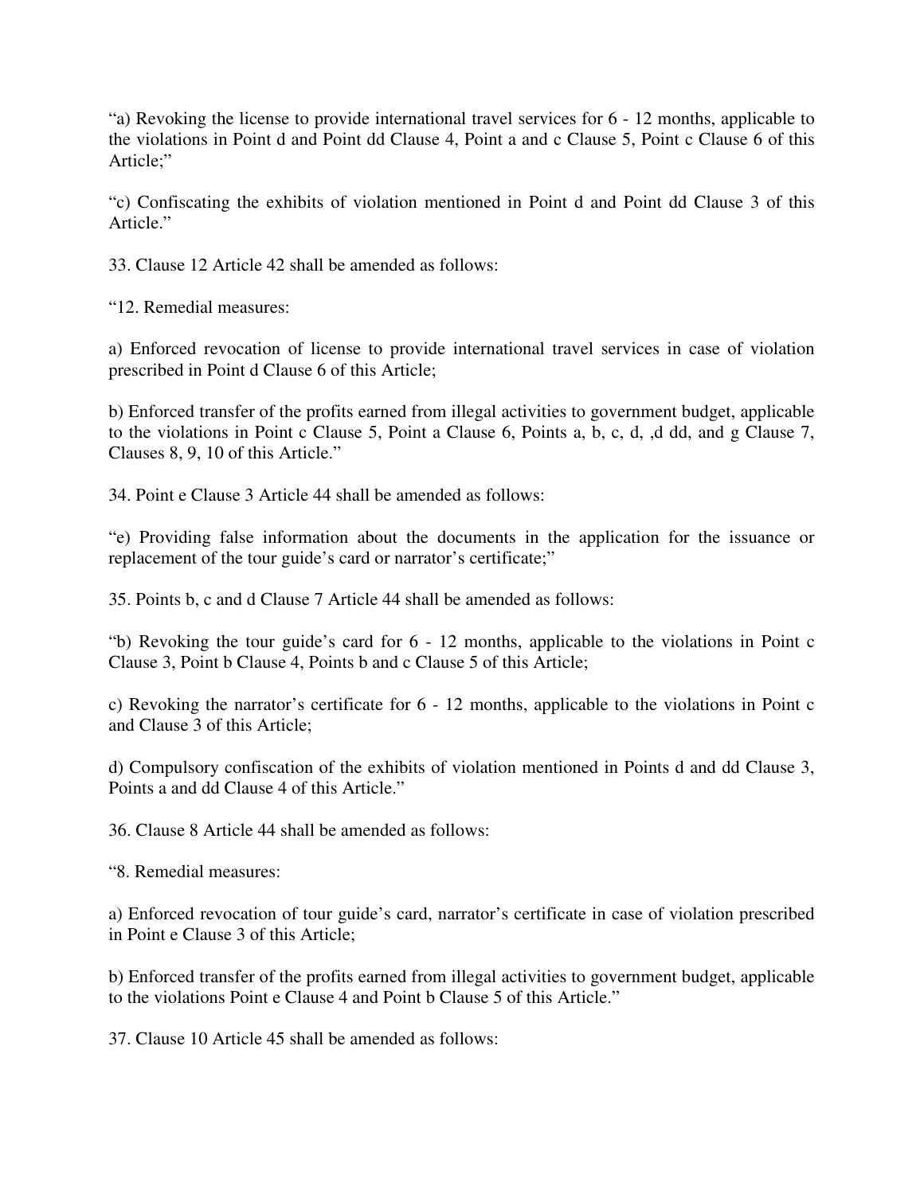"a) Revoking the license to provide international travel services for 6 - 12 months, applicable to the violations in Point d and Point dd Clause 4, Point a and c Clause 5, Point c Clause 6 of this Article;"

"c) Confiscating the exhibits of violation mentioned in Point d and Point dd Clause 3 of this Article."

33. Clause 12 Article 42 shall be amended as follows:

"12. Remedial measures:

a) Enforced revocation of license to provide international travel services in case of violation prescribed in Point d Clause 6 of this Article;

b) Enforced transfer of the profits earned from illegal activities to government budget, applicable to the violations in Point c Clause 5, Point a Clause 6, Points a, b, c, d, ,d dd, and g Clause 7, Clauses 8, 9, 10 of this Article."

34. Point e Clause 3 Article 44 shall be amended as follows:

"e) Providing false information about the documents in the application for the issuance or replacement of the tour guide's card or narrator's certificate;"

35. Points b, c and d Clause 7 Article 44 shall be amended as follows:

"b) Revoking the tour guide's card for 6 - 12 months, applicable to the violations in Point c Clause 3, Point b Clause 4, Points b and c Clause 5 of this Article;

c) Revoking the narrator's certificate for 6 - 12 months, applicable to the violations in Point c and Clause 3 of this Article;

d) Compulsory confiscation of the exhibits of violation mentioned in Points d and dd Clause 3, Points a and dd Clause 4 of this Article."

36. Clause 8 Article 44 shall be amended as follows:

"8. Remedial measures:

a) Enforced revocation of tour guide's card, narrator's certificate in case of violation prescribed in Point e Clause 3 of this Article;

b) Enforced transfer of the profits earned from illegal activities to government budget, applicable to the violations Point e Clause 4 and Point b Clause 5 of this Article."

37. Clause 10 Article 45 shall be amended as follows: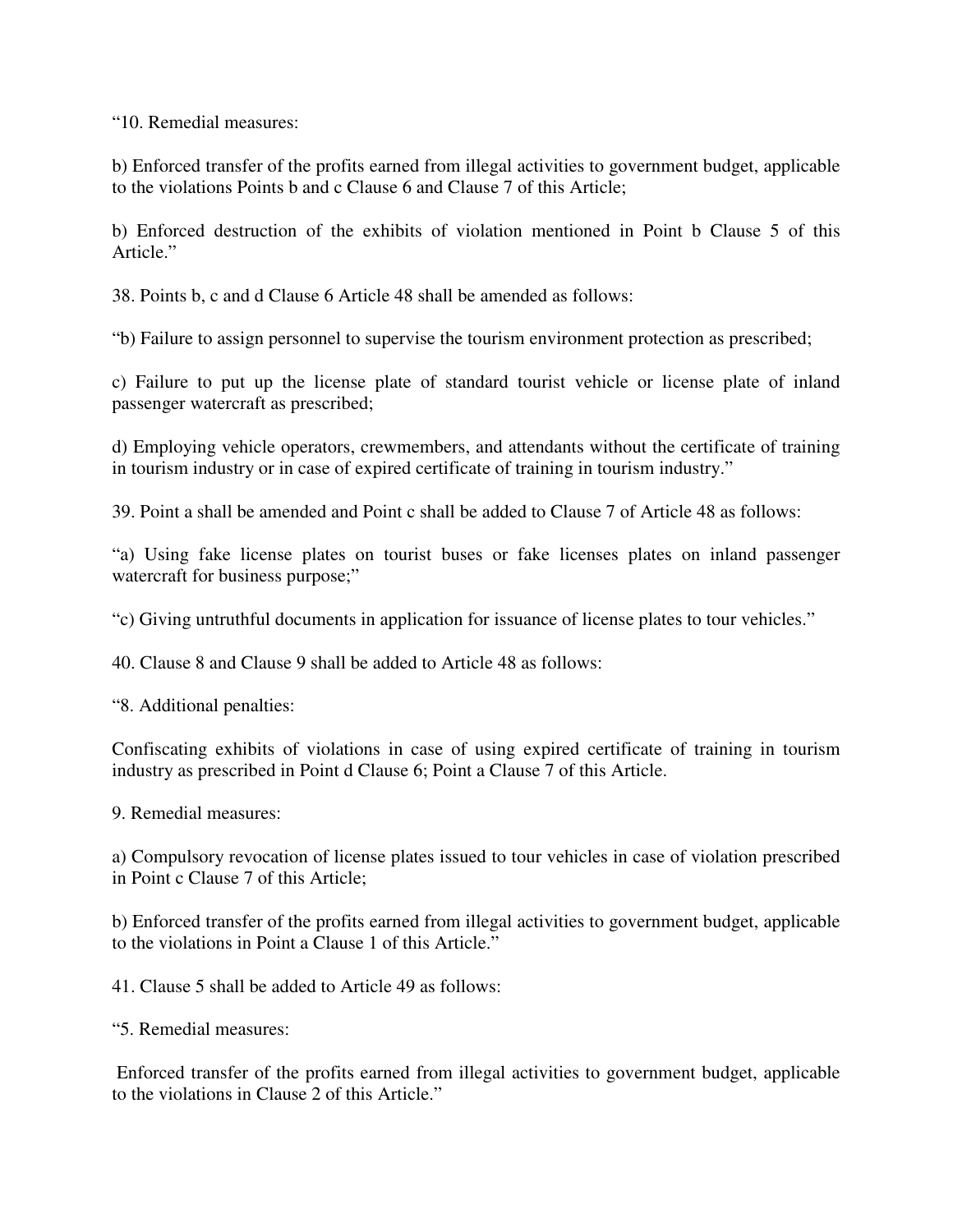“10. Remedial measures:

b) Enforced transfer of the profits earned from illegal activities to government budget, applicable to the violations Points b and c Clause 6 and Clause 7 of this Article;

b) Enforced destruction of the exhibits of violation mentioned in Point b Clause 5 of this Article.”

38. Points b, c and d Clause 6 Article 48 shall be amended as follows:

“b) Failure to assign personnel to supervise the tourism environment protection as prescribed;

c) Failure to put up the license plate of standard tourist vehicle or license plate of inland passenger watercraft as prescribed;

d) Employing vehicle operators, crewmembers, and attendants without the certificate of training in tourism industry or in case of expired certificate of training in tourism industry.”

39. Point a shall be amended and Point c shall be added to Clause 7 of Article 48 as follows:

“a) Using fake license plates on tourist buses or fake licenses plates on inland passenger watercraft for business purpose;”

“c) Giving untruthful documents in application for issuance of license plates to tour vehicles.”

40. Clause 8 and Clause 9 shall be added to Article 48 as follows:

“8. Additional penalties:

Confiscating exhibits of violations in case of using expired certificate of training in tourism industry as prescribed in Point d Clause 6; Point a Clause 7 of this Article.

9. Remedial measures:

a) Compulsory revocation of license plates issued to tour vehicles in case of violation prescribed in Point c Clause 7 of this Article;

b) Enforced transfer of the profits earned from illegal activities to government budget, applicable to the violations in Point a Clause 1 of this Article.”

41. Clause 5 shall be added to Article 49 as follows:

“5. Remedial measures:

Enforced transfer of the profits earned from illegal activities to government budget, applicable to the violations in Clause 2 of this Article.”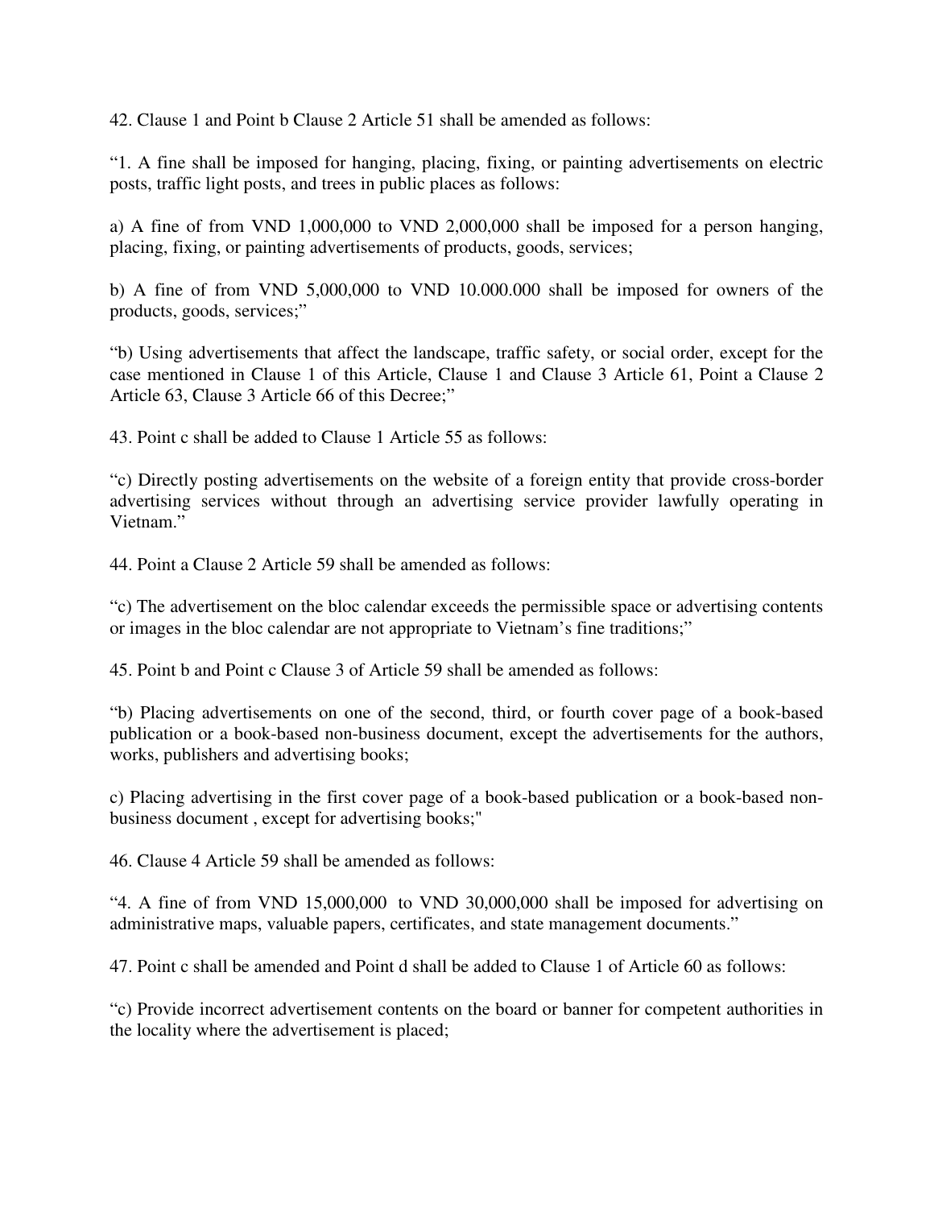42. Clause 1 and Point b Clause 2 Article 51 shall be amended as follows:

“1. A fine shall be imposed for hanging, placing, fixing, or painting advertisements on electric posts, traffic light posts, and trees in public places as follows:

a) A fine of from VND 1,000,000 to VND 2,000,000 shall be imposed for a person hanging, placing, fixing, or painting advertisements of products, goods, services;

b) A fine of from VND 5,000,000 to VND 10.000.000 shall be imposed for owners of the products, goods, services;”

“b) Using advertisements that affect the landscape, traffic safety, or social order, except for the case mentioned in Clause 1 of this Article, Clause 1 and Clause 3 Article 61, Point a Clause 2 Article 63, Clause 3 Article 66 of this Decree;”

43. Point c shall be added to Clause 1 Article 55 as follows:

“c) Directly posting advertisements on the website of a foreign entity that provide cross-border advertising services without through an advertising service provider lawfully operating in Vietnam.”

44. Point a Clause 2 Article 59 shall be amended as follows:

“c) The advertisement on the bloc calendar exceeds the permissible space or advertising contents or images in the bloc calendar are not appropriate to Vietnam’s fine traditions;”

45. Point b and Point c Clause 3 of Article 59 shall be amended as follows:

“b) Placing advertisements on one of the second, third, or fourth cover page of a book-based publication or a book-based non-business document, except the advertisements for the authors, works, publishers and advertising books;

c) Placing advertising in the first cover page of a book-based publication or a book-based non-business document , except for advertising books;"

46. Clause 4 Article 59 shall be amended as follows:

“4. A fine of from VND 15,000,000 to VND 30,000,000 shall be imposed for advertising on administrative maps, valuable papers, certificates, and state management documents.”

47. Point c shall be amended and Point d shall be added to Clause 1 of Article 60 as follows:

“c) Provide incorrect advertisement contents on the board or banner for competent authorities in the locality where the advertisement is placed;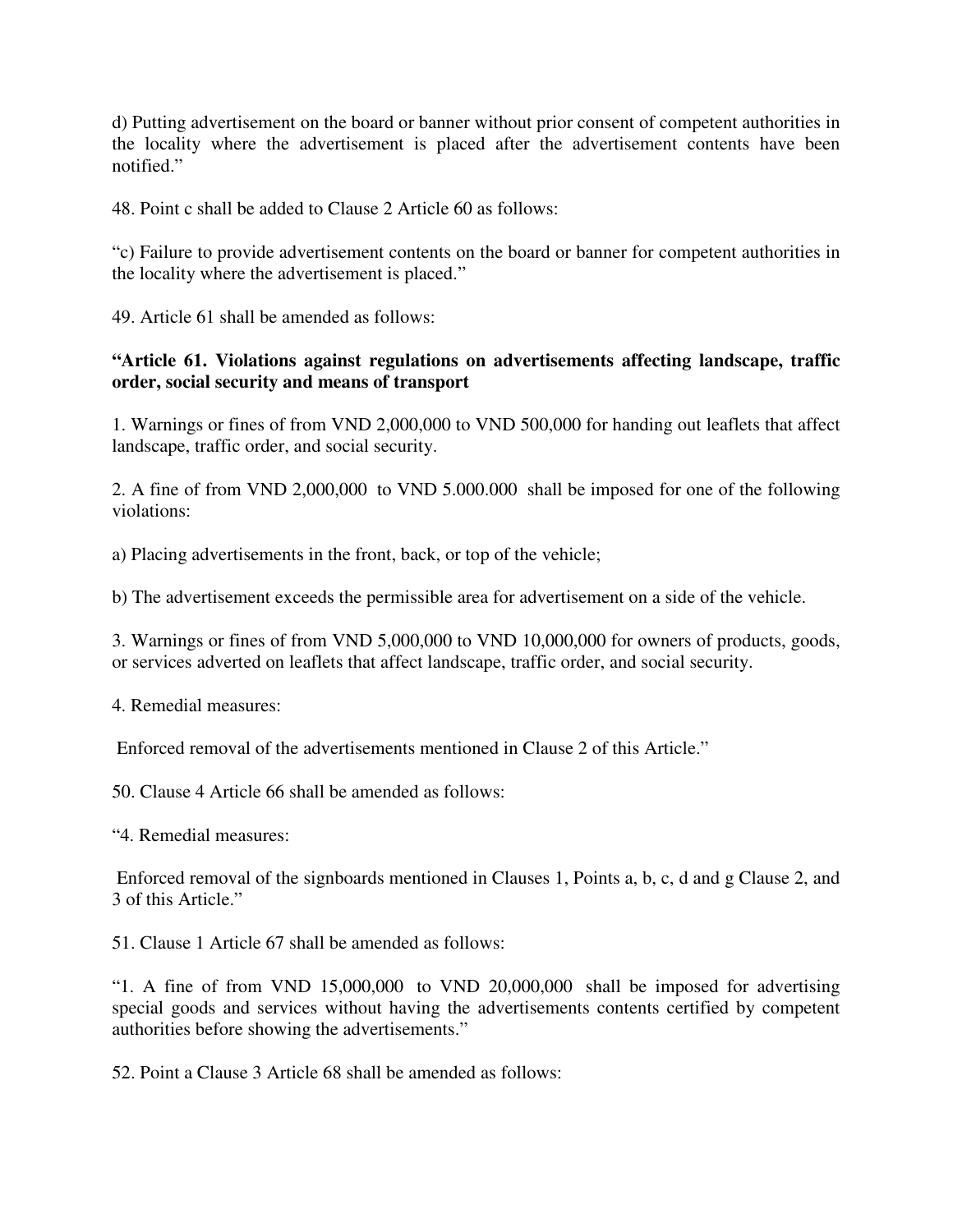d) Putting advertisement on the board or banner without prior consent of competent authorities in the locality where the advertisement is placed after the advertisement contents have been notified."

48. Point c shall be added to Clause 2 Article 60 as follows:

"c) Failure to provide advertisement contents on the board or banner for competent authorities in the locality where the advertisement is placed."

49. Article 61 shall be amended as follows:

**"Article 61. Violations against regulations on advertisements affecting landscape, traffic order, social security and means of transport**

1. Warnings or fines of from VND 2,000,000 to VND 500,000 for handing out leaflets that affect landscape, traffic order, and social security.

2. A fine of from VND 2,000,000 to VND 5.000.000 shall be imposed for one of the following violations:

a) Placing advertisements in the front, back, or top of the vehicle;

b) The advertisement exceeds the permissible area for advertisement on a side of the vehicle.

3. Warnings or fines of from VND 5,000,000 to VND 10,000,000 for owners of products, goods, or services adverted on leaflets that affect landscape, traffic order, and social security.

4. Remedial measures:

Enforced removal of the advertisements mentioned in Clause 2 of this Article."

50. Clause 4 Article 66 shall be amended as follows:

"4. Remedial measures:

Enforced removal of the signboards mentioned in Clauses 1, Points a, b, c, d and g Clause 2, and 3 of this Article."

51. Clause 1 Article 67 shall be amended as follows:

"1. A fine of from VND 15,000,000 to VND 20,000,000 shall be imposed for advertising special goods and services without having the advertisements contents certified by competent authorities before showing the advertisements."

52. Point a Clause 3 Article 68 shall be amended as follows: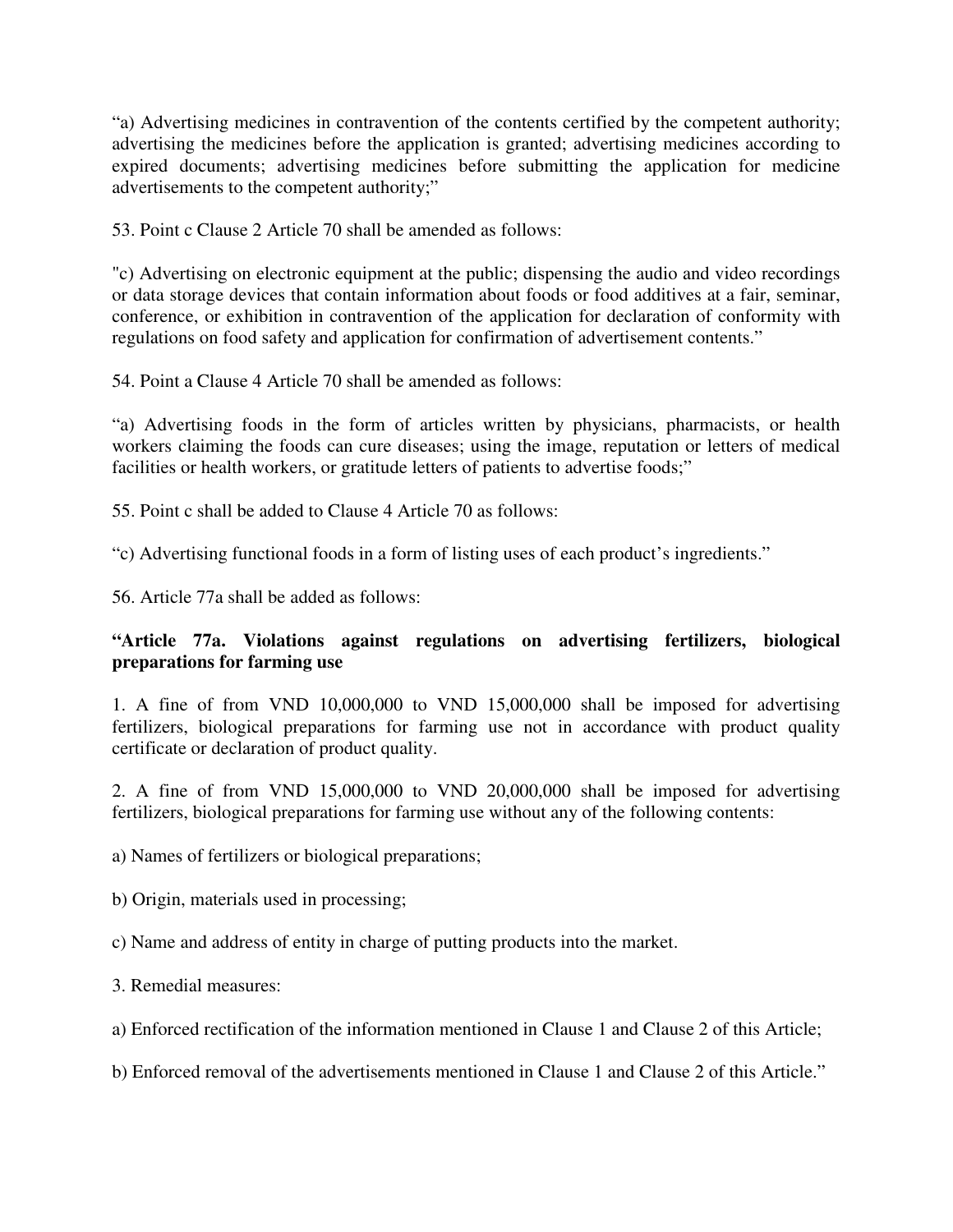"a) Advertising medicines in contravention of the contents certified by the competent authority; advertising the medicines before the application is granted; advertising medicines according to expired documents; advertising medicines before submitting the application for medicine advertisements to the competent authority;"

53. Point c Clause 2 Article 70 shall be amended as follows:

"c) Advertising on electronic equipment at the public; dispensing the audio and video recordings or data storage devices that contain information about foods or food additives at a fair, seminar, conference, or exhibition in contravention of the application for declaration of conformity with regulations on food safety and application for confirmation of advertisement contents."

54. Point a Clause 4 Article 70 shall be amended as follows:

"a) Advertising foods in the form of articles written by physicians, pharmacists, or health workers claiming the foods can cure diseases; using the image, reputation or letters of medical facilities or health workers, or gratitude letters of patients to advertise foods;"

55. Point c shall be added to Clause 4 Article 70 as follows:

"c) Advertising functional foods in a form of listing uses of each product's ingredients."

56. Article 77a shall be added as follows:

**"Article 77a. Violations against regulations on advertising fertilizers, biological preparations for farming use**

1. A fine of from VND 10,000,000 to VND 15,000,000 shall be imposed for advertising fertilizers, biological preparations for farming use not in accordance with product quality certificate or declaration of product quality.

2. A fine of from VND 15,000,000 to VND 20,000,000 shall be imposed for advertising fertilizers, biological preparations for farming use without any of the following contents:

a) Names of fertilizers or biological preparations;

b) Origin, materials used in processing;

c) Name and address of entity in charge of putting products into the market.

3. Remedial measures:

a) Enforced rectification of the information mentioned in Clause 1 and Clause 2 of this Article;

b) Enforced removal of the advertisements mentioned in Clause 1 and Clause 2 of this Article."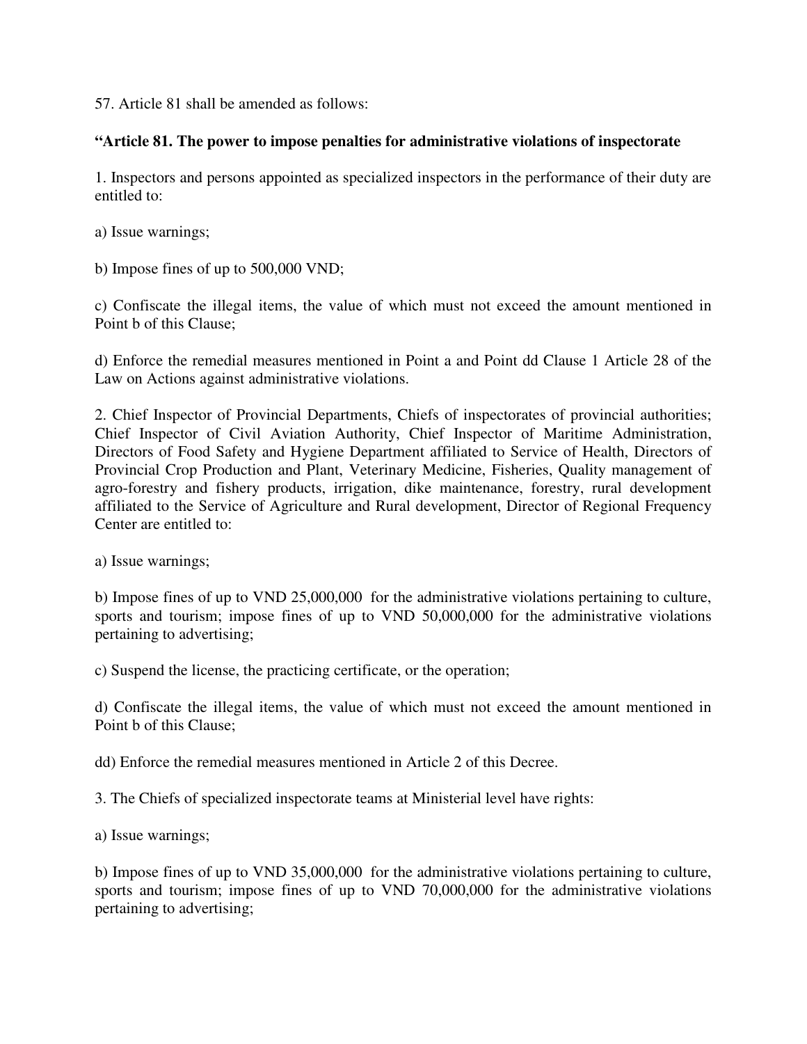57. Article 81 shall be amended as follows:

**"Article 81. The power to impose penalties for administrative violations of inspectorate**

1. Inspectors and persons appointed as specialized inspectors in the performance of their duty are entitled to:

a) Issue warnings;

b) Impose fines of up to 500,000 VND;

c) Confiscate the illegal items, the value of which must not exceed the amount mentioned in Point b of this Clause;

d) Enforce the remedial measures mentioned in Point a and Point dd Clause 1 Article 28 of the Law on Actions against administrative violations.

2. Chief Inspector of Provincial Departments, Chiefs of inspectorates of provincial authorities; Chief Inspector of Civil Aviation Authority, Chief Inspector of Maritime Administration, Directors of Food Safety and Hygiene Department affiliated to Service of Health, Directors of Provincial Crop Production and Plant, Veterinary Medicine, Fisheries, Quality management of agro-forestry and fishery products, irrigation, dike maintenance, forestry, rural development affiliated to the Service of Agriculture and Rural development, Director of Regional Frequency Center are entitled to:

a) Issue warnings;

b) Impose fines of up to VND 25,000,000 for the administrative violations pertaining to culture, sports and tourism; impose fines of up to VND 50,000,000 for the administrative violations pertaining to advertising;

c) Suspend the license, the practicing certificate, or the operation;

d) Confiscate the illegal items, the value of which must not exceed the amount mentioned in Point b of this Clause;

dd) Enforce the remedial measures mentioned in Article 2 of this Decree.

3. The Chiefs of specialized inspectorate teams at Ministerial level have rights:

a) Issue warnings;

b) Impose fines of up to VND 35,000,000 for the administrative violations pertaining to culture, sports and tourism; impose fines of up to VND 70,000,000 for the administrative violations pertaining to advertising;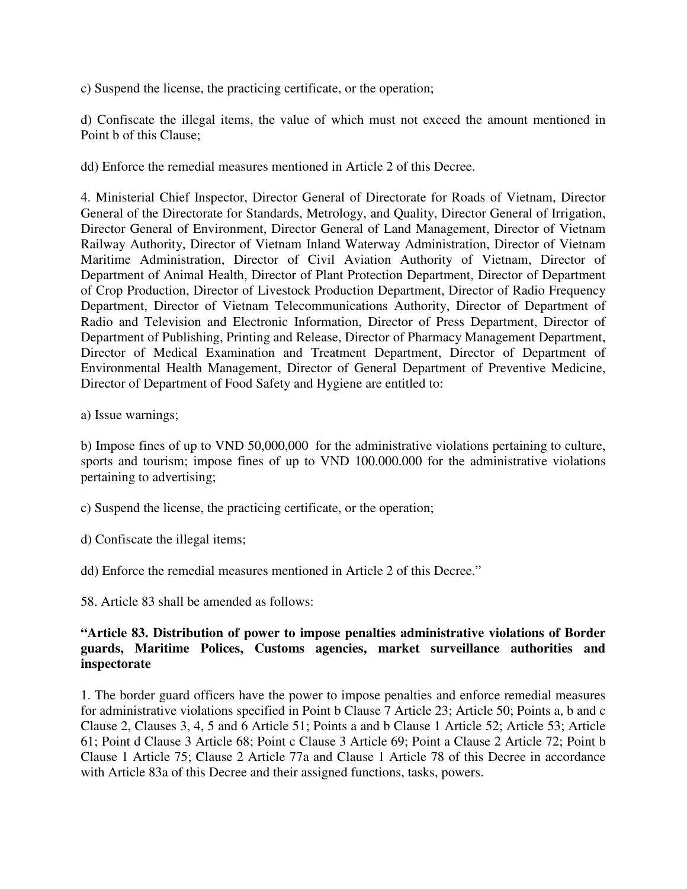c) Suspend the license, the practicing certificate, or the operation;

d) Confiscate the illegal items, the value of which must not exceed the amount mentioned in Point b of this Clause;

dd) Enforce the remedial measures mentioned in Article 2 of this Decree.

4. Ministerial Chief Inspector, Director General of Directorate for Roads of Vietnam, Director General of the Directorate for Standards, Metrology, and Quality, Director General of Irrigation, Director General of Environment, Director General of Land Management, Director of Vietnam Railway Authority, Director of Vietnam Inland Waterway Administration, Director of Vietnam Maritime Administration, Director of Civil Aviation Authority of Vietnam, Director of Department of Animal Health, Director of Plant Protection Department, Director of Department of Crop Production, Director of Livestock Production Department, Director of Radio Frequency Department, Director of Vietnam Telecommunications Authority, Director of Department of Radio and Television and Electronic Information, Director of Press Department, Director of Department of Publishing, Printing and Release, Director of Pharmacy Management Department, Director of Medical Examination and Treatment Department, Director of Department of Environmental Health Management, Director of General Department of Preventive Medicine, Director of Department of Food Safety and Hygiene are entitled to:

a) Issue warnings;

b) Impose fines of up to VND 50,000,000 for the administrative violations pertaining to culture, sports and tourism; impose fines of up to VND 100.000.000 for the administrative violations pertaining to advertising;

c) Suspend the license, the practicing certificate, or the operation;

d) Confiscate the illegal items;

dd) Enforce the remedial measures mentioned in Article 2 of this Decree."

58. Article 83 shall be amended as follows:

**"Article 83. Distribution of power to impose penalties administrative violations of Border guards, Maritime Polices, Customs agencies, market surveillance authorities and inspectorate**

1. The border guard officers have the power to impose penalties and enforce remedial measures for administrative violations specified in Point b Clause 7 Article 23; Article 50; Points a, b and c Clause 2, Clauses 3, 4, 5 and 6 Article 51; Points a and b Clause 1 Article 52; Article 53; Article 61; Point d Clause 3 Article 68; Point c Clause 3 Article 69; Point a Clause 2 Article 72; Point b Clause 1 Article 75; Clause 2 Article 77a and Clause 1 Article 78 of this Decree in accordance with Article 83a of this Decree and their assigned functions, tasks, powers.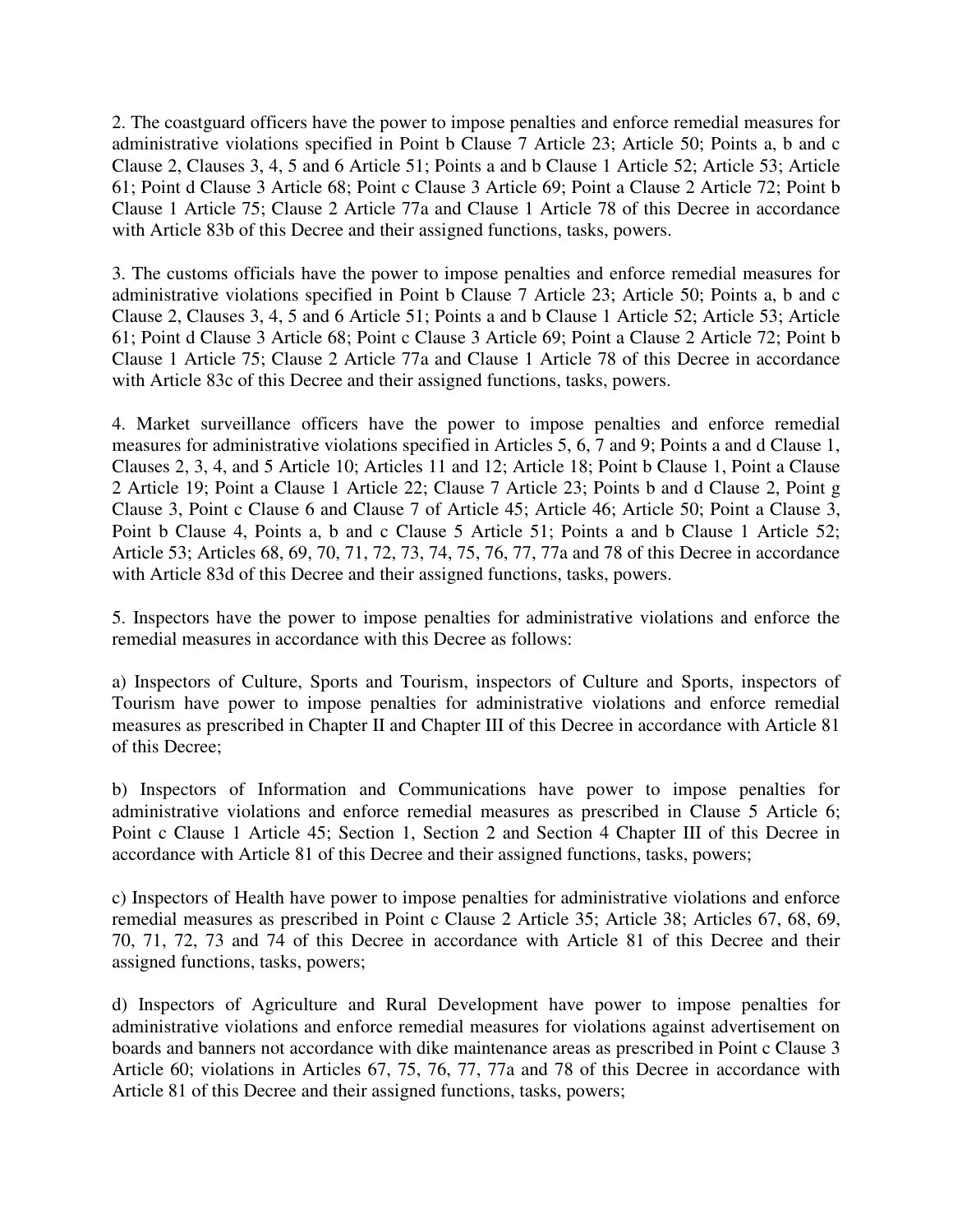2. The coastguard officers have the power to impose penalties and enforce remedial measures for administrative violations specified in Point b Clause 7 Article 23; Article 50; Points a, b and c Clause 2, Clauses 3, 4, 5 and 6 Article 51; Points a and b Clause 1 Article 52; Article 53; Article 61; Point d Clause 3 Article 68; Point c Clause 3 Article 69; Point a Clause 2 Article 72; Point b Clause 1 Article 75; Clause 2 Article 77a and Clause 1 Article 78 of this Decree in accordance with Article 83b of this Decree and their assigned functions, tasks, powers.

3. The customs officials have the power to impose penalties and enforce remedial measures for administrative violations specified in Point b Clause 7 Article 23; Article 50; Points a, b and c Clause 2, Clauses 3, 4, 5 and 6 Article 51; Points a and b Clause 1 Article 52; Article 53; Article 61; Point d Clause 3 Article 68; Point c Clause 3 Article 69; Point a Clause 2 Article 72; Point b Clause 1 Article 75; Clause 2 Article 77a and Clause 1 Article 78 of this Decree in accordance with Article 83c of this Decree and their assigned functions, tasks, powers.

4. Market surveillance officers have the power to impose penalties and enforce remedial measures for administrative violations specified in Articles 5, 6, 7 and 9; Points a and d Clause 1, Clauses 2, 3, 4, and 5 Article 10; Articles 11 and 12; Article 18; Point b Clause 1, Point a Clause 2 Article 19; Point a Clause 1 Article 22; Clause 7 Article 23; Points b and d Clause 2, Point g Clause 3, Point c Clause 6 and Clause 7 of Article 45; Article 46; Article 50; Point a Clause 3, Point b Clause 4, Points a, b and c Clause 5 Article 51; Points a and b Clause 1 Article 52; Article 53; Articles 68, 69, 70, 71, 72, 73, 74, 75, 76, 77, 77a and 78 of this Decree in accordance with Article 83d of this Decree and their assigned functions, tasks, powers.

5. Inspectors have the power to impose penalties for administrative violations and enforce the remedial measures in accordance with this Decree as follows:

a) Inspectors of Culture, Sports and Tourism, inspectors of Culture and Sports, inspectors of Tourism have power to impose penalties for administrative violations and enforce remedial measures as prescribed in Chapter II and Chapter III of this Decree in accordance with Article 81 of this Decree;

b) Inspectors of Information and Communications have power to impose penalties for administrative violations and enforce remedial measures as prescribed in Clause 5 Article 6; Point c Clause 1 Article 45; Section 1, Section 2 and Section 4 Chapter III of this Decree in accordance with Article 81 of this Decree and their assigned functions, tasks, powers;

c) Inspectors of Health have power to impose penalties for administrative violations and enforce remedial measures as prescribed in Point c Clause 2 Article 35; Article 38; Articles 67, 68, 69, 70, 71, 72, 73 and 74 of this Decree in accordance with Article 81 of this Decree and their assigned functions, tasks, powers;

d) Inspectors of Agriculture and Rural Development have power to impose penalties for administrative violations and enforce remedial measures for violations against advertisement on boards and banners not accordance with dike maintenance areas as prescribed in Point c Clause 3 Article 60; violations in Articles 67, 75, 76, 77, 77a and 78 of this Decree in accordance with Article 81 of this Decree and their assigned functions, tasks, powers;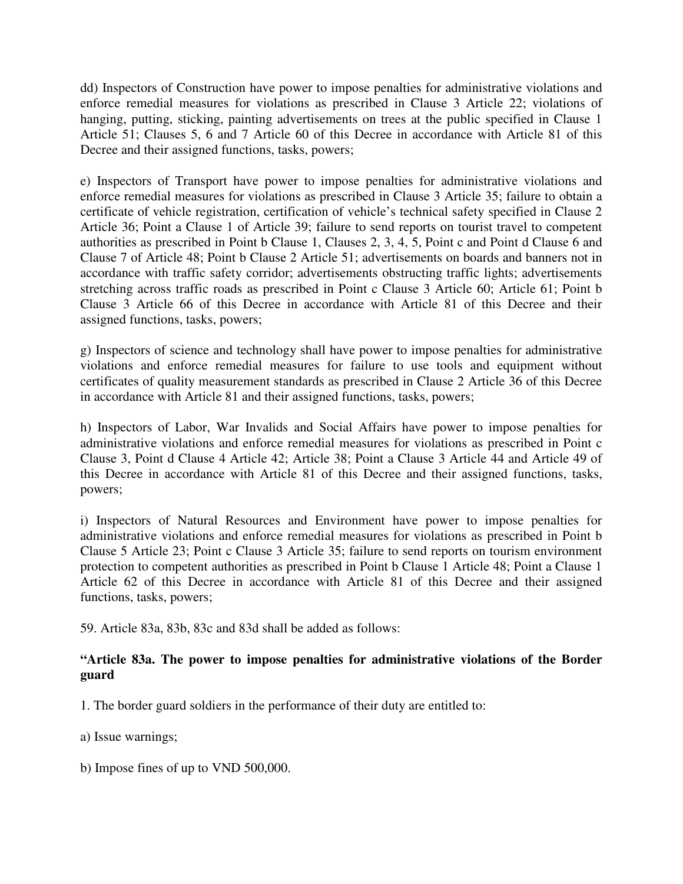dd) Inspectors of Construction have power to impose penalties for administrative violations and enforce remedial measures for violations as prescribed in Clause 3 Article 22; violations of hanging, putting, sticking, painting advertisements on trees at the public specified in Clause 1 Article 51; Clauses 5, 6 and 7 Article 60 of this Decree in accordance with Article 81 of this Decree and their assigned functions, tasks, powers;

e) Inspectors of Transport have power to impose penalties for administrative violations and enforce remedial measures for violations as prescribed in Clause 3 Article 35; failure to obtain a certificate of vehicle registration, certification of vehicle's technical safety specified in Clause 2 Article 36; Point a Clause 1 of Article 39; failure to send reports on tourist travel to competent authorities as prescribed in Point b Clause 1, Clauses 2, 3, 4, 5, Point c and Point d Clause 6 and Clause 7 of Article 48; Point b Clause 2 Article 51; advertisements on boards and banners not in accordance with traffic safety corridor; advertisements obstructing traffic lights; advertisements stretching across traffic roads as prescribed in Point c Clause 3 Article 60; Article 61; Point b Clause 3 Article 66 of this Decree in accordance with Article 81 of this Decree and their assigned functions, tasks, powers;

g) Inspectors of science and technology shall have power to impose penalties for administrative violations and enforce remedial measures for failure to use tools and equipment without certificates of quality measurement standards as prescribed in Clause 2 Article 36 of this Decree in accordance with Article 81 and their assigned functions, tasks, powers;

h) Inspectors of Labor, War Invalids and Social Affairs have power to impose penalties for administrative violations and enforce remedial measures for violations as prescribed in Point c Clause 3, Point d Clause 4 Article 42; Article 38; Point a Clause 3 Article 44 and Article 49 of this Decree in accordance with Article 81 of this Decree and their assigned functions, tasks, powers;

i) Inspectors of Natural Resources and Environment have power to impose penalties for administrative violations and enforce remedial measures for violations as prescribed in Point b Clause 5 Article 23; Point c Clause 3 Article 35; failure to send reports on tourism environment protection to competent authorities as prescribed in Point b Clause 1 Article 48; Point a Clause 1 Article 62 of this Decree in accordance with Article 81 of this Decree and their assigned functions, tasks, powers;

59. Article 83a, 83b, 83c and 83d shall be added as follows:

**"Article 83a. The power to impose penalties for administrative violations of the Border guard**

1. The border guard soldiers in the performance of their duty are entitled to:

a) Issue warnings;

b) Impose fines of up to VND 500,000.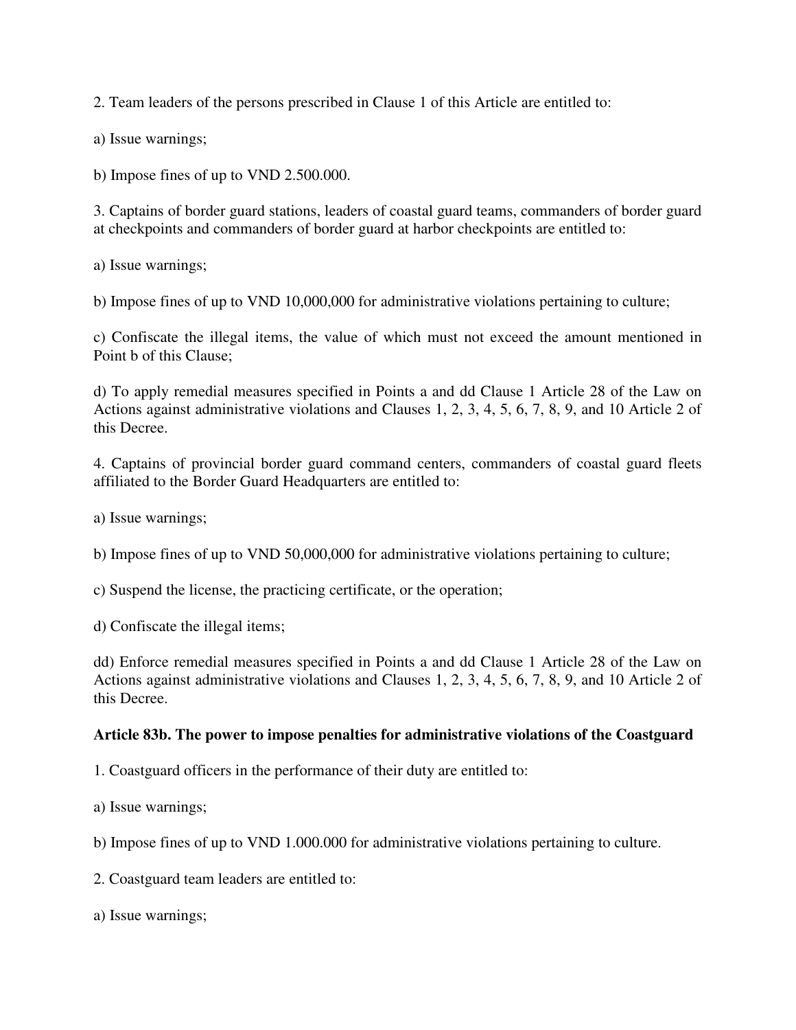2. Team leaders of the persons prescribed in Clause 1 of this Article are entitled to:

a) Issue warnings;

b) Impose fines of up to VND 2.500.000.

3. Captains of border guard stations, leaders of coastal guard teams, commanders of border guard at checkpoints and commanders of border guard at harbor checkpoints are entitled to:

a) Issue warnings;

b) Impose fines of up to VND 10,000,000 for administrative violations pertaining to culture;

c) Confiscate the illegal items, the value of which must not exceed the amount mentioned in Point b of this Clause;

d) To apply remedial measures specified in Points a and dd Clause 1 Article 28 of the Law on Actions against administrative violations and Clauses 1, 2, 3, 4, 5, 6, 7, 8, 9, and 10 Article 2 of this Decree.

4. Captains of provincial border guard command centers, commanders of coastal guard fleets affiliated to the Border Guard Headquarters are entitled to:

a) Issue warnings;

b) Impose fines of up to VND 50,000,000 for administrative violations pertaining to culture;

c) Suspend the license, the practicing certificate, or the operation;

d) Confiscate the illegal items;

dd) Enforce remedial measures specified in Points a and dd Clause 1 Article 28 of the Law on Actions against administrative violations and Clauses 1, 2, 3, 4, 5, 6, 7, 8, 9, and 10 Article 2 of this Decree.

**Article 83b. The power to impose penalties for administrative violations of the Coastguard**

1. Coastguard officers in the performance of their duty are entitled to:

a) Issue warnings;

b) Impose fines of up to VND 1.000.000 for administrative violations pertaining to culture.

2. Coastguard team leaders are entitled to:

a) Issue warnings;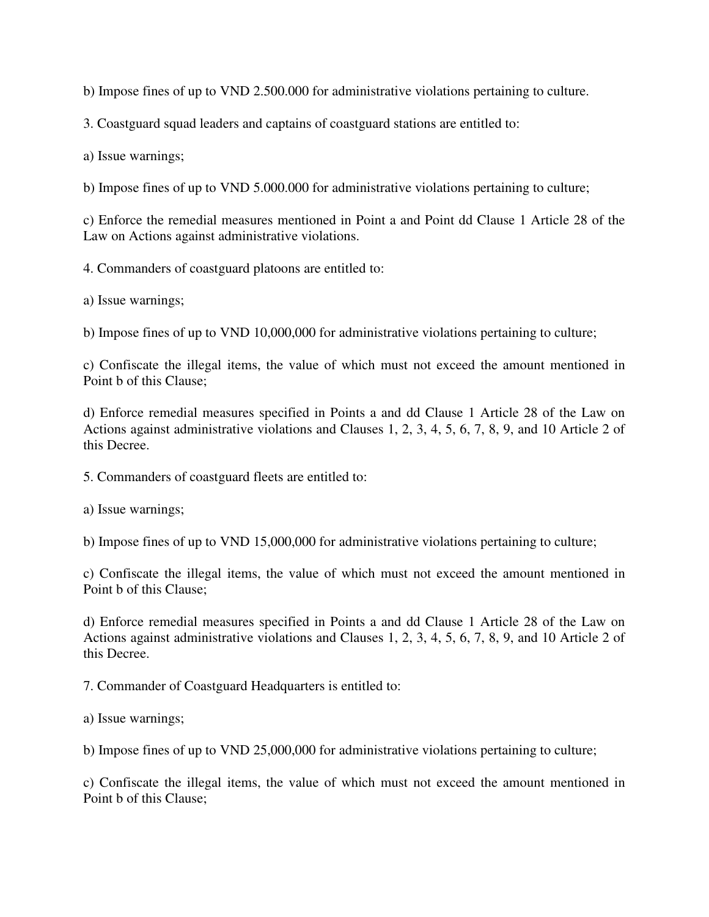b) Impose fines of up to VND 2.500.000 for administrative violations pertaining to culture.

3. Coastguard squad leaders and captains of coastguard stations are entitled to:

a) Issue warnings;

b) Impose fines of up to VND 5.000.000 for administrative violations pertaining to culture;

c) Enforce the remedial measures mentioned in Point a and Point dd Clause 1 Article 28 of the Law on Actions against administrative violations.

4. Commanders of coastguard platoons are entitled to:

a) Issue warnings;

b) Impose fines of up to VND 10,000,000 for administrative violations pertaining to culture;

c) Confiscate the illegal items, the value of which must not exceed the amount mentioned in Point b of this Clause;

d) Enforce remedial measures specified in Points a and dd Clause 1 Article 28 of the Law on Actions against administrative violations and Clauses 1, 2, 3, 4, 5, 6, 7, 8, 9, and 10 Article 2 of this Decree.

5. Commanders of coastguard fleets are entitled to:

a) Issue warnings;

b) Impose fines of up to VND 15,000,000 for administrative violations pertaining to culture;

c) Confiscate the illegal items, the value of which must not exceed the amount mentioned in Point b of this Clause;

d) Enforce remedial measures specified in Points a and dd Clause 1 Article 28 of the Law on Actions against administrative violations and Clauses 1, 2, 3, 4, 5, 6, 7, 8, 9, and 10 Article 2 of this Decree.

7. Commander of Coastguard Headquarters is entitled to:

a) Issue warnings;

b) Impose fines of up to VND 25,000,000 for administrative violations pertaining to culture;

c) Confiscate the illegal items, the value of which must not exceed the amount mentioned in Point b of this Clause;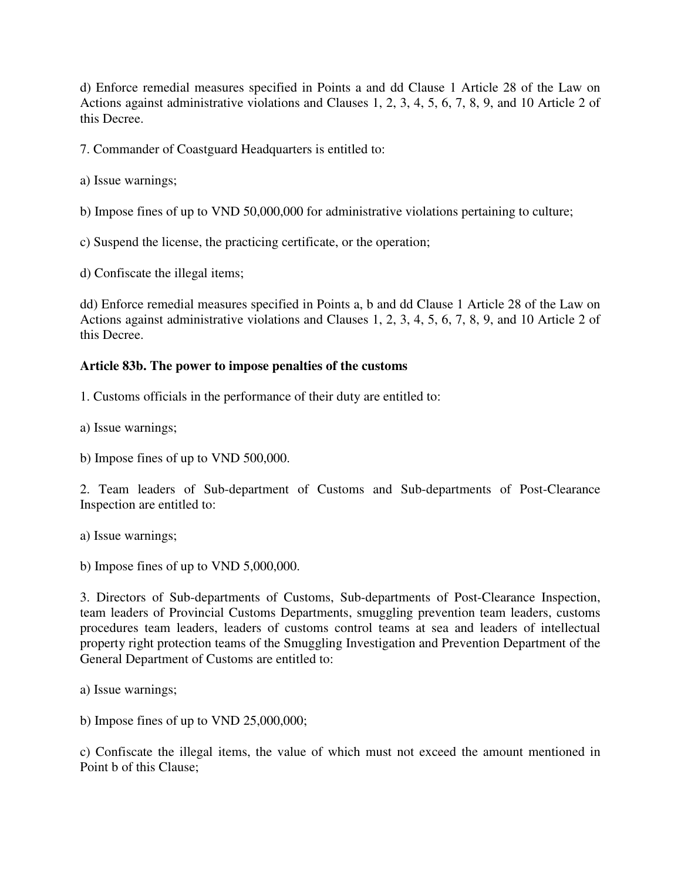d) Enforce remedial measures specified in Points a and dd Clause 1 Article 28 of the Law on Actions against administrative violations and Clauses 1, 2, 3, 4, 5, 6, 7, 8, 9, and 10 Article 2 of this Decree.

7. Commander of Coastguard Headquarters is entitled to:

a) Issue warnings;

b) Impose fines of up to VND 50,000,000 for administrative violations pertaining to culture;

c) Suspend the license, the practicing certificate, or the operation;

d) Confiscate the illegal items;

dd) Enforce remedial measures specified in Points a, b and dd Clause 1 Article 28 of the Law on Actions against administrative violations and Clauses 1, 2, 3, 4, 5, 6, 7, 8, 9, and 10 Article 2 of this Decree.

**Article 83b. The power to impose penalties of the customs**

1. Customs officials in the performance of their duty are entitled to:

a) Issue warnings;

b) Impose fines of up to VND 500,000.

2. Team leaders of Sub-department of Customs and Sub-departments of Post-Clearance Inspection are entitled to:

a) Issue warnings;

b) Impose fines of up to VND 5,000,000.

3. Directors of Sub-departments of Customs, Sub-departments of Post-Clearance Inspection, team leaders of Provincial Customs Departments, smuggling prevention team leaders, customs procedures team leaders, leaders of customs control teams at sea and leaders of intellectual property right protection teams of the Smuggling Investigation and Prevention Department of the General Department of Customs are entitled to:

a) Issue warnings;

b) Impose fines of up to VND 25,000,000;

c) Confiscate the illegal items, the value of which must not exceed the amount mentioned in Point b of this Clause;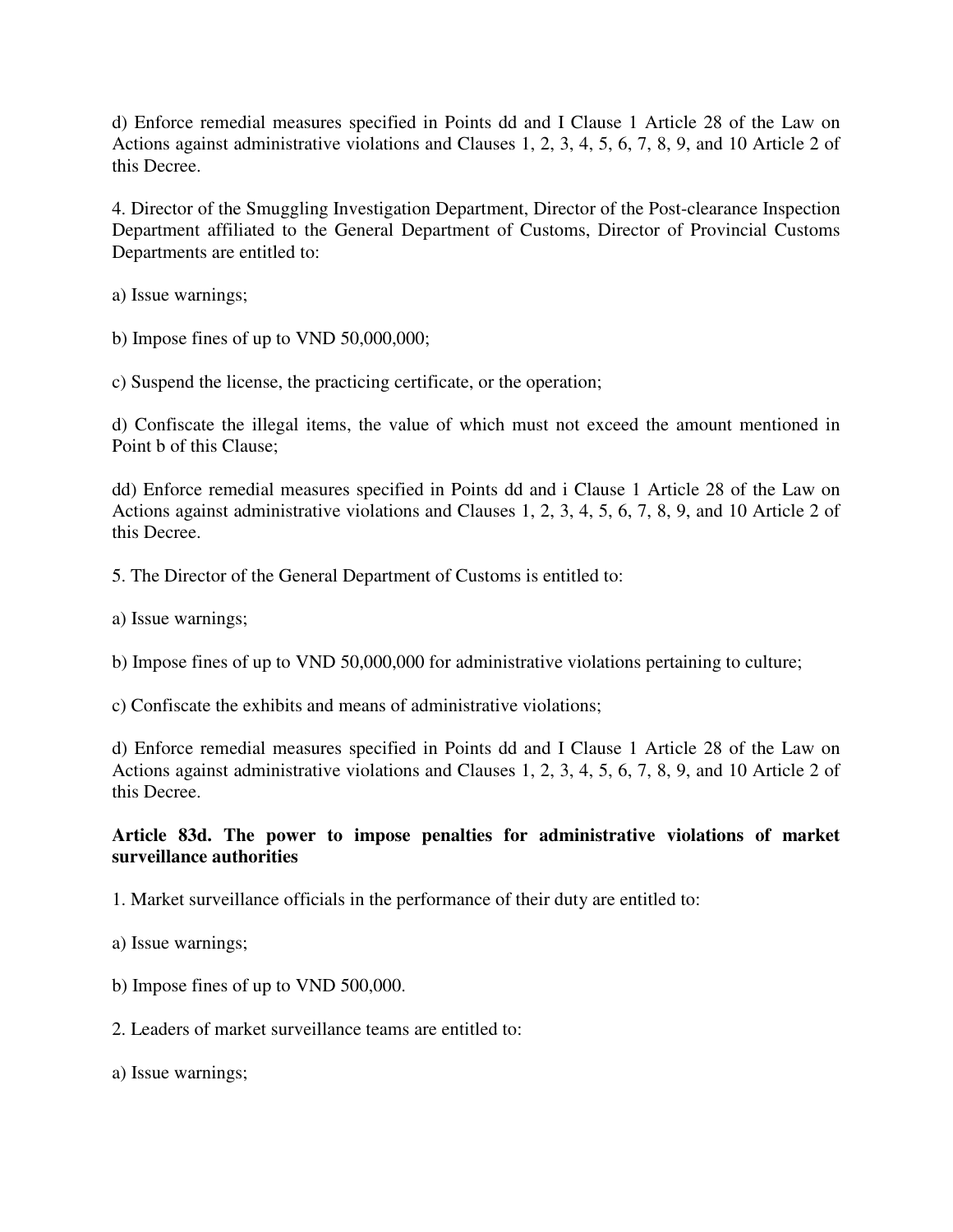d) Enforce remedial measures specified in Points dd and I Clause 1 Article 28 of the Law on Actions against administrative violations and Clauses 1, 2, 3, 4, 5, 6, 7, 8, 9, and 10 Article 2 of this Decree.

4. Director of the Smuggling Investigation Department, Director of the Post-clearance Inspection Department affiliated to the General Department of Customs, Director of Provincial Customs Departments are entitled to:

a) Issue warnings;

b) Impose fines of up to VND 50,000,000;

c) Suspend the license, the practicing certificate, or the operation;

d) Confiscate the illegal items, the value of which must not exceed the amount mentioned in Point b of this Clause;

dd) Enforce remedial measures specified in Points dd and i Clause 1 Article 28 of the Law on Actions against administrative violations and Clauses 1, 2, 3, 4, 5, 6, 7, 8, 9, and 10 Article 2 of this Decree.

5. The Director of the General Department of Customs is entitled to:

a) Issue warnings;

b) Impose fines of up to VND 50,000,000 for administrative violations pertaining to culture;

c) Confiscate the exhibits and means of administrative violations;

d) Enforce remedial measures specified in Points dd and I Clause 1 Article 28 of the Law on Actions against administrative violations and Clauses 1, 2, 3, 4, 5, 6, 7, 8, 9, and 10 Article 2 of this Decree.

**Article 83d. The power to impose penalties for administrative violations of market surveillance authorities**

1. Market surveillance officials in the performance of their duty are entitled to:

a) Issue warnings;

b) Impose fines of up to VND 500,000.

2. Leaders of market surveillance teams are entitled to:

a) Issue warnings;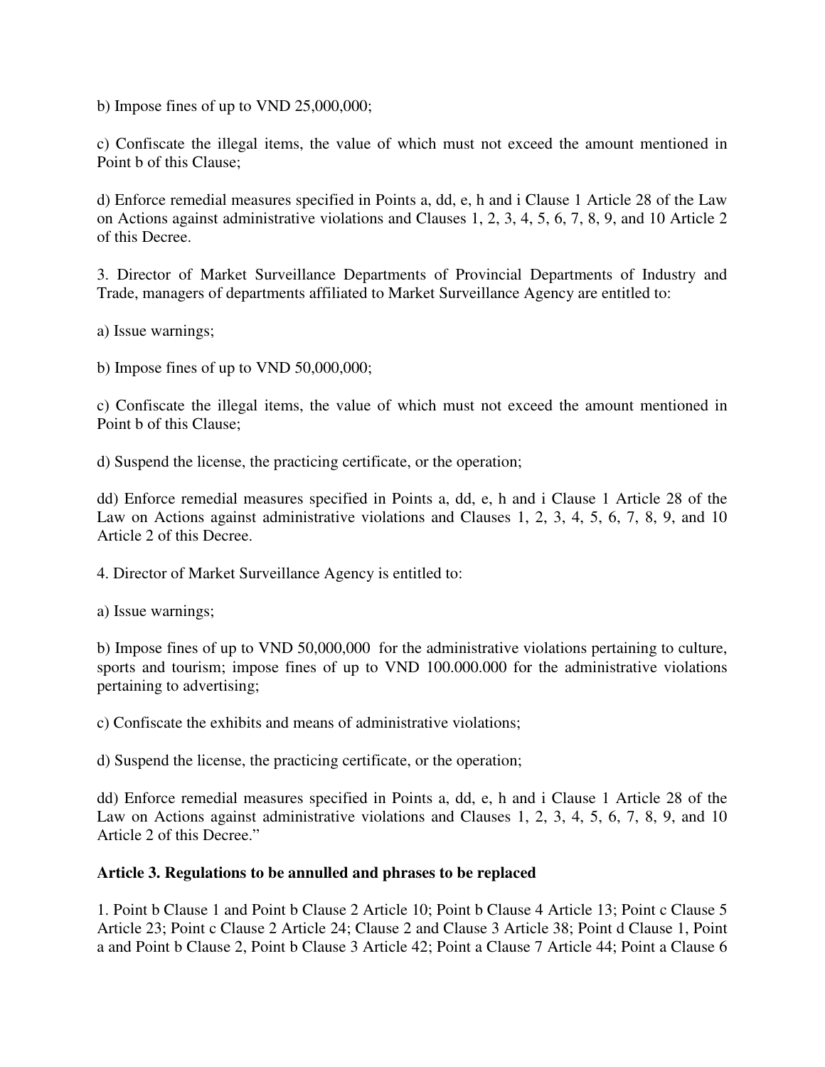b) Impose fines of up to VND 25,000,000;

c) Confiscate the illegal items, the value of which must not exceed the amount mentioned in Point b of this Clause;

d) Enforce remedial measures specified in Points a, dd, e, h and i Clause 1 Article 28 of the Law on Actions against administrative violations and Clauses 1, 2, 3, 4, 5, 6, 7, 8, 9, and 10 Article 2 of this Decree.

3. Director of Market Surveillance Departments of Provincial Departments of Industry and Trade, managers of departments affiliated to Market Surveillance Agency are entitled to:

a) Issue warnings;

b) Impose fines of up to VND 50,000,000;

c) Confiscate the illegal items, the value of which must not exceed the amount mentioned in Point b of this Clause;

d) Suspend the license, the practicing certificate, or the operation;

dd) Enforce remedial measures specified in Points a, dd, e, h and i Clause 1 Article 28 of the Law on Actions against administrative violations and Clauses 1, 2, 3, 4, 5, 6, 7, 8, 9, and 10 Article 2 of this Decree.

4. Director of Market Surveillance Agency is entitled to:

a) Issue warnings;

b) Impose fines of up to VND 50,000,000 for the administrative violations pertaining to culture, sports and tourism; impose fines of up to VND 100.000.000 for the administrative violations pertaining to advertising;

c) Confiscate the exhibits and means of administrative violations;

d) Suspend the license, the practicing certificate, or the operation;

dd) Enforce remedial measures specified in Points a, dd, e, h and i Clause 1 Article 28 of the Law on Actions against administrative violations and Clauses 1, 2, 3, 4, 5, 6, 7, 8, 9, and 10 Article 2 of this Decree."

**Article 3. Regulations to be annulled and phrases to be replaced**

1. Point b Clause 1 and Point b Clause 2 Article 10; Point b Clause 4 Article 13; Point c Clause 5 Article 23; Point c Clause 2 Article 24; Clause 2 and Clause 3 Article 38; Point d Clause 1, Point a and Point b Clause 2, Point b Clause 3 Article 42; Point a Clause 7 Article 44; Point a Clause 6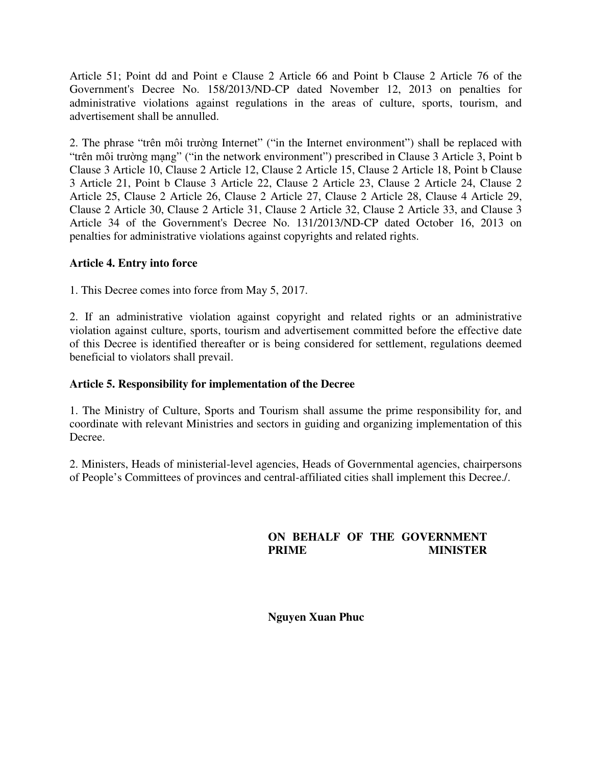Article 51; Point dd and Point e Clause 2 Article 66 and Point b Clause 2 Article 76 of the Government's Decree No. 158/2013/ND-CP dated November 12, 2013 on penalties for administrative violations against regulations in the areas of culture, sports, tourism, and advertisement shall be annulled.

2. The phrase "trên môi trường Internet" ("in the Internet environment") shall be replaced with "trên môi trường mạng" ("in the network environment") prescribed in Clause 3 Article 3, Point b Clause 3 Article 10, Clause 2 Article 12, Clause 2 Article 15, Clause 2 Article 18, Point b Clause 3 Article 21, Point b Clause 3 Article 22, Clause 2 Article 23, Clause 2 Article 24, Clause 2 Article 25, Clause 2 Article 26, Clause 2 Article 27, Clause 2 Article 28, Clause 4 Article 29, Clause 2 Article 30, Clause 2 Article 31, Clause 2 Article 32, Clause 2 Article 33, and Clause 3 Article 34 of the Government's Decree No. 131/2013/ND-CP dated October 16, 2013 on penalties for administrative violations against copyrights and related rights.

**Article 4. Entry into force**

1. This Decree comes into force from May 5, 2017.

2. If an administrative violation against copyright and related rights or an administrative violation against culture, sports, tourism and advertisement committed before the effective date of this Decree is identified thereafter or is being considered for settlement, regulations deemed beneficial to violators shall prevail.

**Article 5. Responsibility for implementation of the Decree**

1. The Ministry of Culture, Sports and Tourism shall assume the prime responsibility for, and coordinate with relevant Ministries and sectors in guiding and organizing implementation of this Decree.

2. Ministers, Heads of ministerial-level agencies, Heads of Governmental agencies, chairpersons of People's Committees of provinces and central-affiliated cities shall implement this Decree./.

**ON BEHALF OF THE GOVERNMENT**
**PRIME MINISTER**

**Nguyen Xuan Phuc**